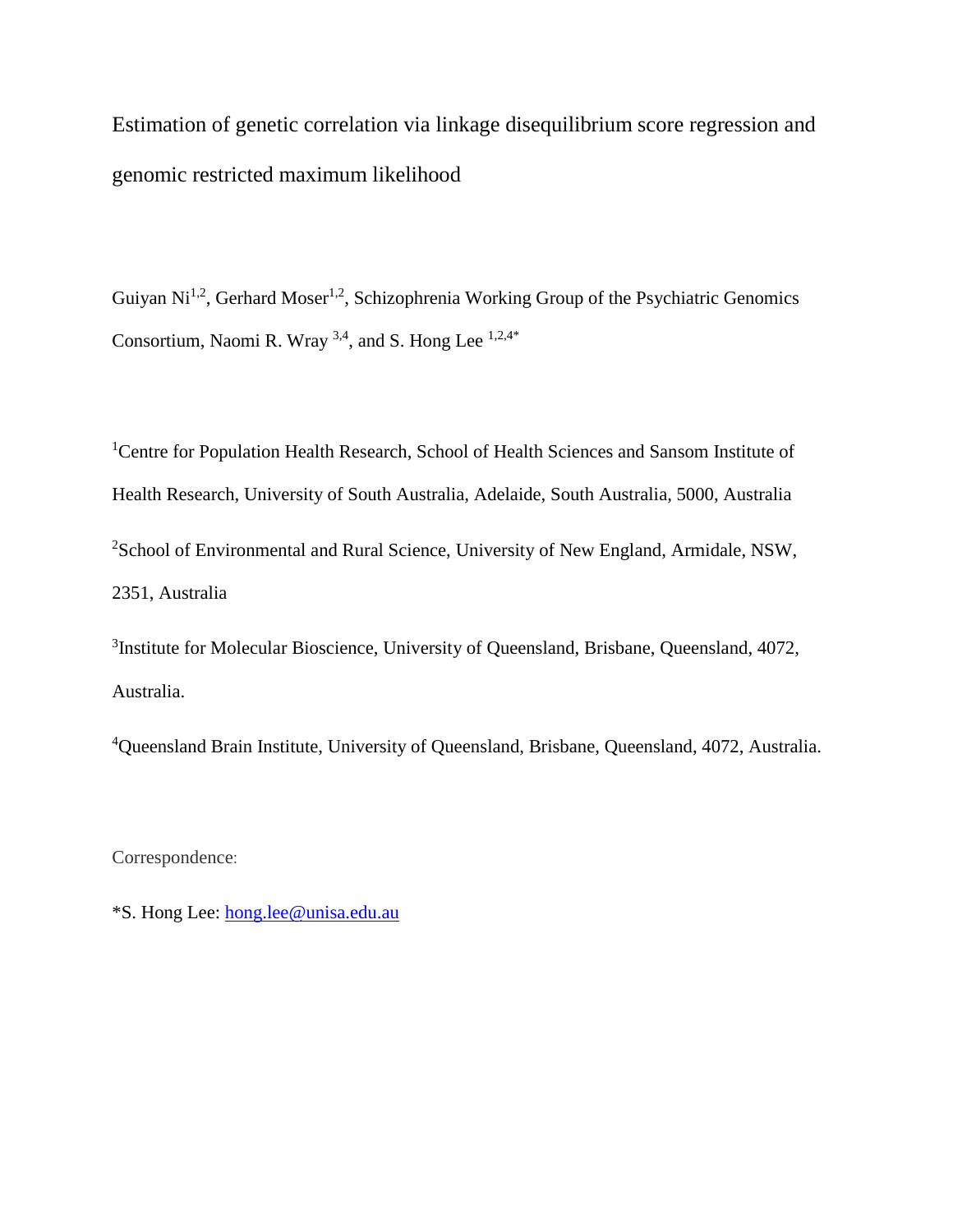# Estimation of genetic correlation via linkage disequilibrium score regression and genomic restricted maximum likelihood

Guiyan Ni[1,2], Gerhard Moser[1,2], Schizophrenia Working Group of the Psychiatric Genomics Consortium, Naomi R. Wray [3,4], and S. Hong Lee [1,2,4*]

[1]Centre for Population Health Research, School of Health Sciences and Sansom Institute of Health Research, University of South Australia, Adelaide, South Australia, 5000, Australia

[2]School of Environmental and Rural Science, University of New England, Armidale, NSW, 2351, Australia

[3]Institute for Molecular Bioscience, University of Queensland, Brisbane, Queensland, 4072, Australia.

[4]Queensland Brain Institute, University of Queensland, Brisbane, Queensland, 4072, Australia.

Correspondence:

*S. Hong Lee: hong.lee@unisa.edu.au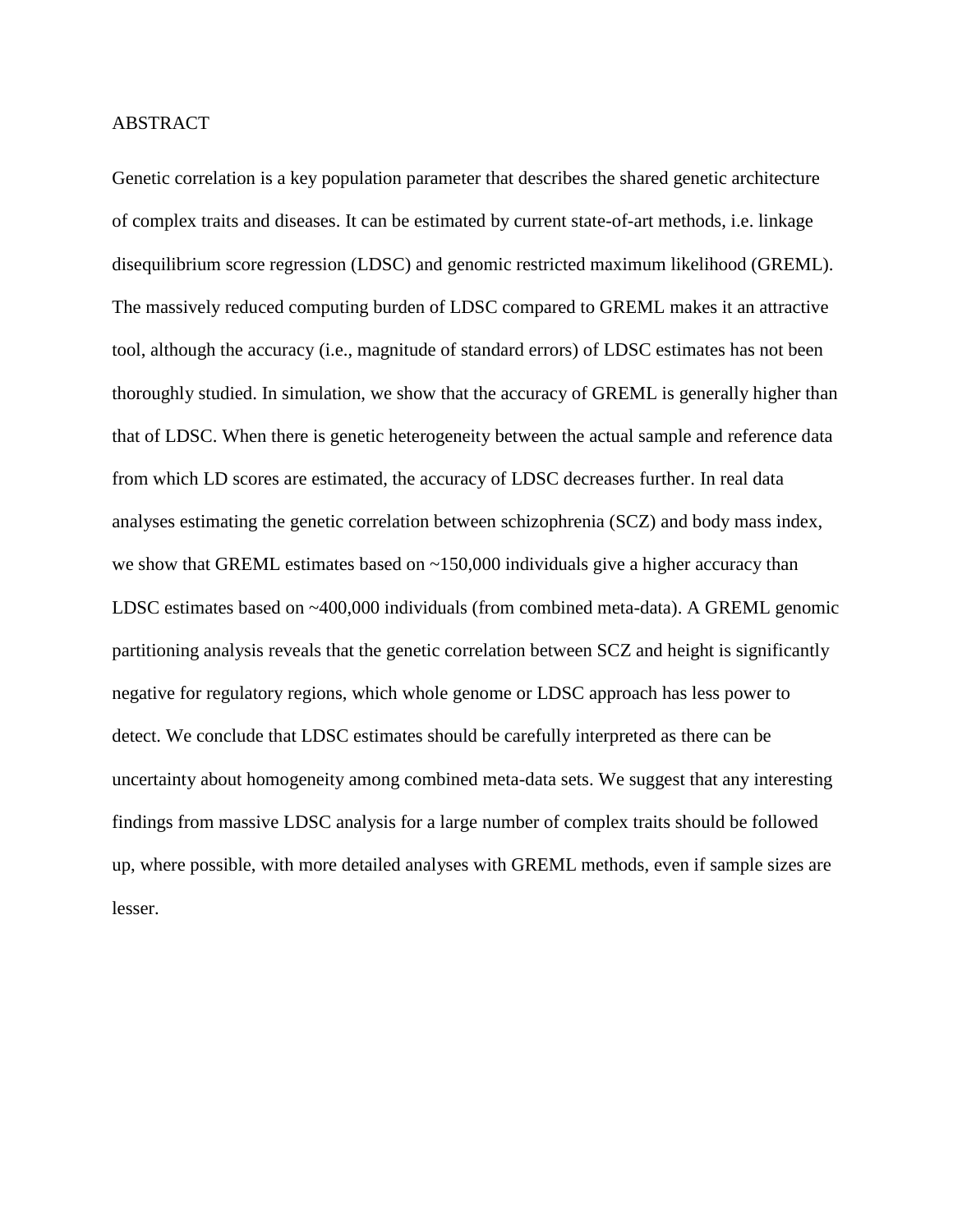# ABSTRACT

Genetic correlation is a key population parameter that describes the shared genetic architecture of complex traits and diseases. It can be estimated by current state-of-art methods, i.e. linkage disequilibrium score regression (LDSC) and genomic restricted maximum likelihood (GREML). The massively reduced computing burden of LDSC compared to GREML makes it an attractive tool, although the accuracy (i.e., magnitude of standard errors) of LDSC estimates has not been thoroughly studied. In simulation, we show that the accuracy of GREML is generally higher than that of LDSC. When there is genetic heterogeneity between the actual sample and reference data from which LD scores are estimated, the accuracy of LDSC decreases further. In real data analyses estimating the genetic correlation between schizophrenia (SCZ) and body mass index, we show that GREML estimates based on ~150,000 individuals give a higher accuracy than LDSC estimates based on ~400,000 individuals (from combined meta-data). A GREML genomic partitioning analysis reveals that the genetic correlation between SCZ and height is significantly negative for regulatory regions, which whole genome or LDSC approach has less power to detect. We conclude that LDSC estimates should be carefully interpreted as there can be uncertainty about homogeneity among combined meta-data sets. We suggest that any interesting findings from massive LDSC analysis for a large number of complex traits should be followed up, where possible, with more detailed analyses with GREML methods, even if sample sizes are lesser.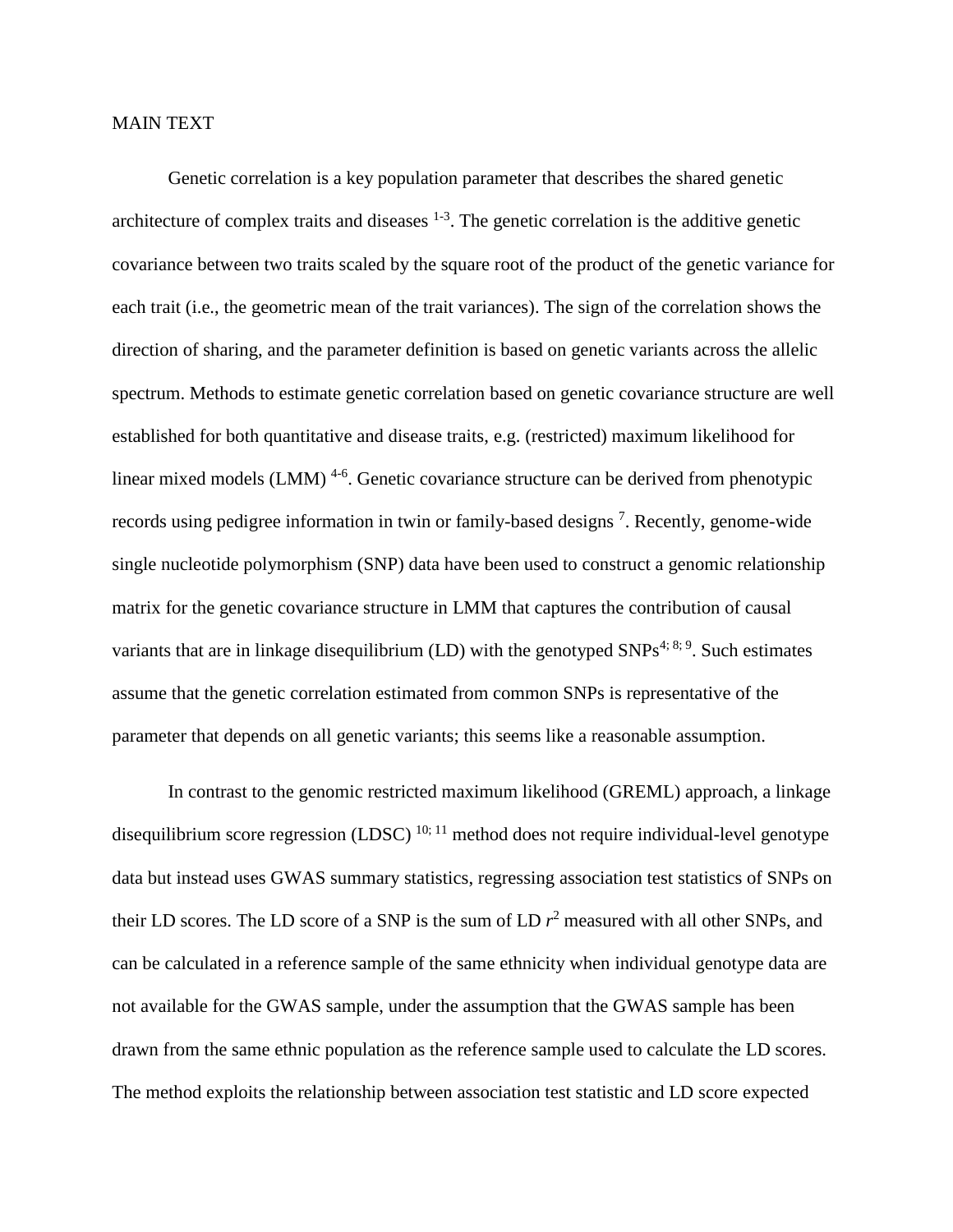MAIN TEXT

Genetic correlation is a key population parameter that describes the shared genetic architecture of complex traits and diseases [1-3]. The genetic correlation is the additive genetic covariance between two traits scaled by the square root of the product of the genetic variance for each trait (i.e., the geometric mean of the trait variances). The sign of the correlation shows the direction of sharing, and the parameter definition is based on genetic variants across the allelic spectrum. Methods to estimate genetic correlation based on genetic covariance structure are well established for both quantitative and disease traits, e.g. (restricted) maximum likelihood for linear mixed models (LMM) [4-6]. Genetic covariance structure can be derived from phenotypic records using pedigree information in twin or family-based designs [7]. Recently, genome-wide single nucleotide polymorphism (SNP) data have been used to construct a genomic relationship matrix for the genetic covariance structure in LMM that captures the contribution of causal variants that are in linkage disequilibrium (LD) with the genotyped SNPs[4; 8; 9]. Such estimates assume that the genetic correlation estimated from common SNPs is representative of the parameter that depends on all genetic variants; this seems like a reasonable assumption.

In contrast to the genomic restricted maximum likelihood (GREML) approach, a linkage disequilibrium score regression (LDSC) [10; 11] method does not require individual-level genotype data but instead uses GWAS summary statistics, regressing association test statistics of SNPs on their LD scores. The LD score of a SNP is the sum of LD $r^2$ measured with all other SNPs, and can be calculated in a reference sample of the same ethnicity when individual genotype data are not available for the GWAS sample, under the assumption that the GWAS sample has been drawn from the same ethnic population as the reference sample used to calculate the LD scores. The method exploits the relationship between association test statistic and LD score expected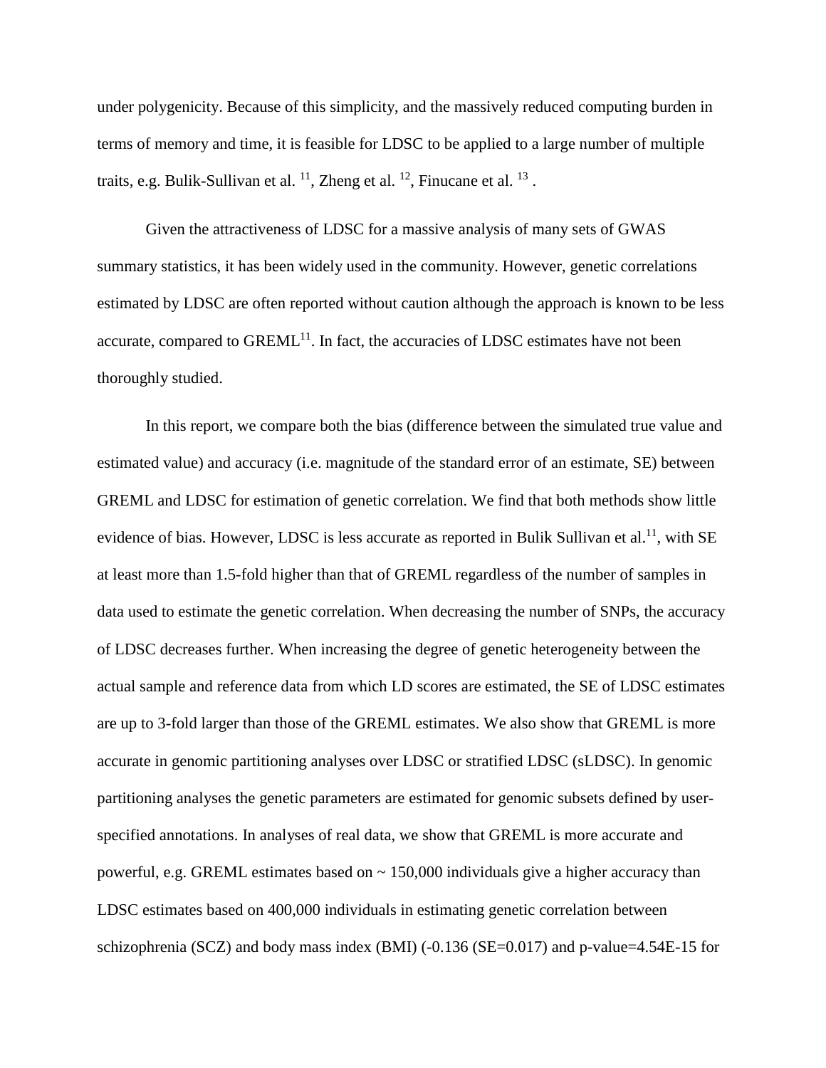under polygenicity. Because of this simplicity, and the massively reduced computing burden in terms of memory and time, it is feasible for LDSC to be applied to a large number of multiple traits, e.g. Bulik-Sullivan et al. [11], Zheng et al. [12], Finucane et al. [13] .

Given the attractiveness of LDSC for a massive analysis of many sets of GWAS summary statistics, it has been widely used in the community. However, genetic correlations estimated by LDSC are often reported without caution although the approach is known to be less accurate, compared to GREML[11]. In fact, the accuracies of LDSC estimates have not been thoroughly studied.

In this report, we compare both the bias (difference between the simulated true value and estimated value) and accuracy (i.e. magnitude of the standard error of an estimate, SE) between GREML and LDSC for estimation of genetic correlation. We find that both methods show little evidence of bias. However, LDSC is less accurate as reported in Bulik Sullivan et al.[11], with SE at least more than 1.5-fold higher than that of GREML regardless of the number of samples in data used to estimate the genetic correlation. When decreasing the number of SNPs, the accuracy of LDSC decreases further. When increasing the degree of genetic heterogeneity between the actual sample and reference data from which LD scores are estimated, the SE of LDSC estimates are up to 3-fold larger than those of the GREML estimates. We also show that GREML is more accurate in genomic partitioning analyses over LDSC or stratified LDSC (sLDSC). In genomic partitioning analyses the genetic parameters are estimated for genomic subsets defined by user-specified annotations. In analyses of real data, we show that GREML is more accurate and powerful, e.g. GREML estimates based on ~ 150,000 individuals give a higher accuracy than LDSC estimates based on 400,000 individuals in estimating genetic correlation between schizophrenia (SCZ) and body mass index (BMI) (-0.136 (SE=0.017) and p-value=4.54E-15 for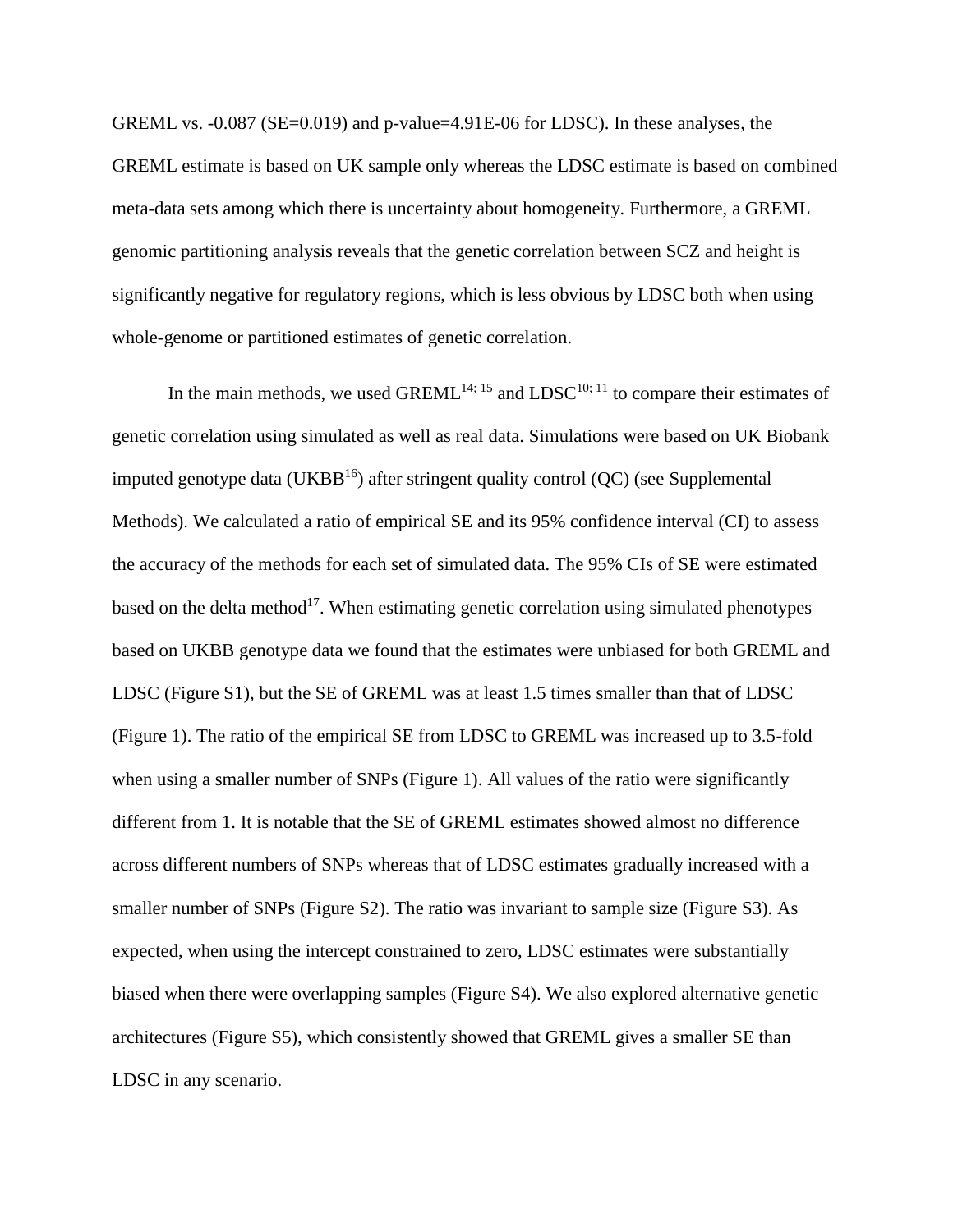GREML vs. -0.087 (SE=0.019) and p-value=4.91E-06 for LDSC). In these analyses, the GREML estimate is based on UK sample only whereas the LDSC estimate is based on combined meta-data sets among which there is uncertainty about homogeneity. Furthermore, a GREML genomic partitioning analysis reveals that the genetic correlation between SCZ and height is significantly negative for regulatory regions, which is less obvious by LDSC both when using whole-genome or partitioned estimates of genetic correlation.

In the main methods, we used GREML[14; 15] and LDSC[10; 11] to compare their estimates of genetic correlation using simulated as well as real data. Simulations were based on UK Biobank imputed genotype data (UKBB[16]) after stringent quality control (QC) (see Supplemental Methods). We calculated a ratio of empirical SE and its 95% confidence interval (CI) to assess the accuracy of the methods for each set of simulated data. The 95% CIs of SE were estimated based on the delta method[17]. When estimating genetic correlation using simulated phenotypes based on UKBB genotype data we found that the estimates were unbiased for both GREML and LDSC (Figure S1), but the SE of GREML was at least 1.5 times smaller than that of LDSC (Figure 1). The ratio of the empirical SE from LDSC to GREML was increased up to 3.5-fold when using a smaller number of SNPs (Figure 1). All values of the ratio were significantly different from 1. It is notable that the SE of GREML estimates showed almost no difference across different numbers of SNPs whereas that of LDSC estimates gradually increased with a smaller number of SNPs (Figure S2). The ratio was invariant to sample size (Figure S3). As expected, when using the intercept constrained to zero, LDSC estimates were substantially biased when there were overlapping samples (Figure S4). We also explored alternative genetic architectures (Figure S5), which consistently showed that GREML gives a smaller SE than LDSC in any scenario.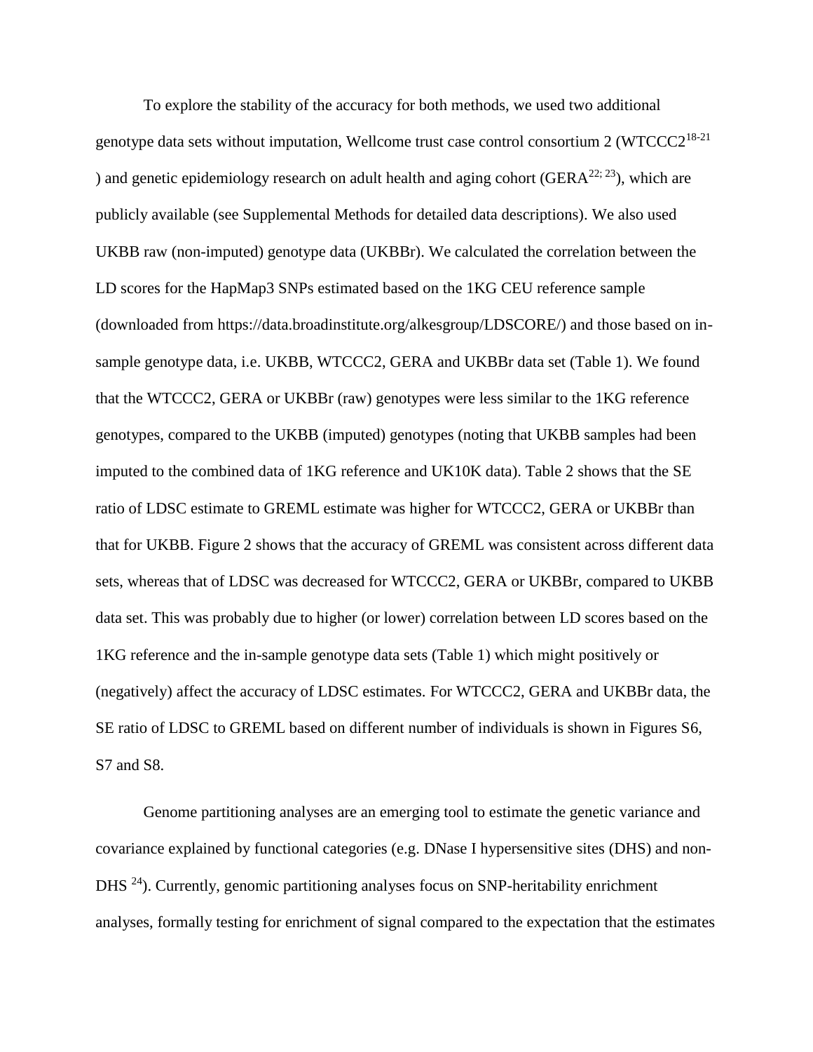To explore the stability of the accuracy for both methods, we used two additional genotype data sets without imputation, Wellcome trust case control consortium 2 (WTCCC2[18-21]) and genetic epidemiology research on adult health and aging cohort (GERA[22; 23]), which are publicly available (see Supplemental Methods for detailed data descriptions). We also used UKBB raw (non-imputed) genotype data (UKBBr). We calculated the correlation between the LD scores for the HapMap3 SNPs estimated based on the 1KG CEU reference sample (downloaded from https://data.broadinstitute.org/alkesgroup/LDSCORE/) and those based on in-sample genotype data, i.e. UKBB, WTCCC2, GERA and UKBBr data set (Table 1). We found that the WTCCC2, GERA or UKBBr (raw) genotypes were less similar to the 1KG reference genotypes, compared to the UKBB (imputed) genotypes (noting that UKBB samples had been imputed to the combined data of 1KG reference and UK10K data). Table 2 shows that the SE ratio of LDSC estimate to GREML estimate was higher for WTCCC2, GERA or UKBBr than that for UKBB. Figure 2 shows that the accuracy of GREML was consistent across different data sets, whereas that of LDSC was decreased for WTCCC2, GERA or UKBBr, compared to UKBB data set. This was probably due to higher (or lower) correlation between LD scores based on the 1KG reference and the in-sample genotype data sets (Table 1) which might positively or (negatively) affect the accuracy of LDSC estimates. For WTCCC2, GERA and UKBBr data, the SE ratio of LDSC to GREML based on different number of individuals is shown in Figures S6, S7 and S8.

Genome partitioning analyses are an emerging tool to estimate the genetic variance and covariance explained by functional categories (e.g. DNase I hypersensitive sites (DHS) and non-DHS [24]). Currently, genomic partitioning analyses focus on SNP-heritability enrichment analyses, formally testing for enrichment of signal compared to the expectation that the estimates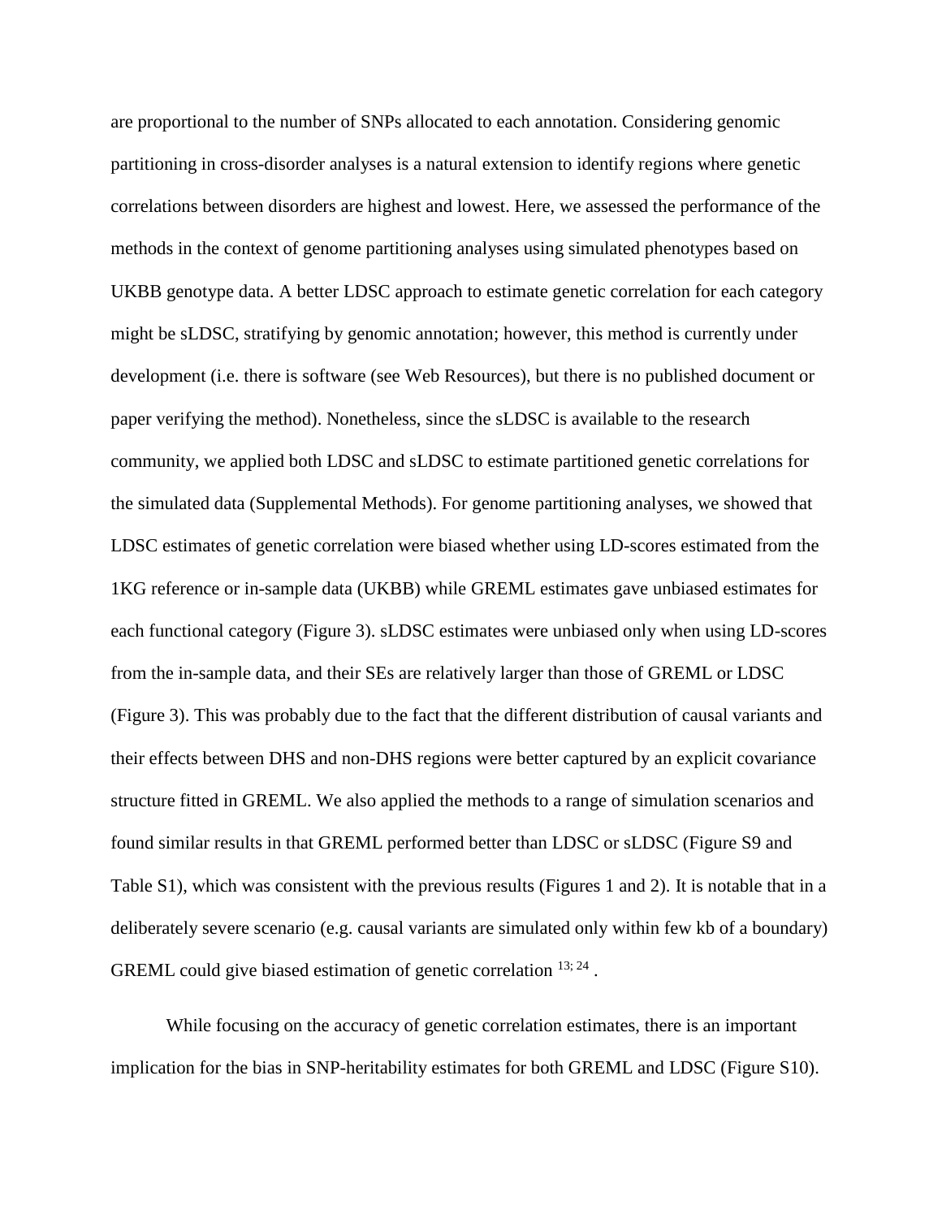are proportional to the number of SNPs allocated to each annotation. Considering genomic partitioning in cross-disorder analyses is a natural extension to identify regions where genetic correlations between disorders are highest and lowest. Here, we assessed the performance of the methods in the context of genome partitioning analyses using simulated phenotypes based on UKBB genotype data. A better LDSC approach to estimate genetic correlation for each category might be sLDSC, stratifying by genomic annotation; however, this method is currently under development (i.e. there is software (see Web Resources), but there is no published document or paper verifying the method). Nonetheless, since the sLDSC is available to the research community, we applied both LDSC and sLDSC to estimate partitioned genetic correlations for the simulated data (Supplemental Methods). For genome partitioning analyses, we showed that LDSC estimates of genetic correlation were biased whether using LD-scores estimated from the 1KG reference or in-sample data (UKBB) while GREML estimates gave unbiased estimates for each functional category (Figure 3). sLDSC estimates were unbiased only when using LD-scores from the in-sample data, and their SEs are relatively larger than those of GREML or LDSC (Figure 3). This was probably due to the fact that the different distribution of causal variants and their effects between DHS and non-DHS regions were better captured by an explicit covariance structure fitted in GREML. We also applied the methods to a range of simulation scenarios and found similar results in that GREML performed better than LDSC or sLDSC (Figure S9 and Table S1), which was consistent with the previous results (Figures 1 and 2). It is notable that in a deliberately severe scenario (e.g. causal variants are simulated only within few kb of a boundary) GREML could give biased estimation of genetic correlation [13; 24] .

While focusing on the accuracy of genetic correlation estimates, there is an important implication for the bias in SNP-heritability estimates for both GREML and LDSC (Figure S10).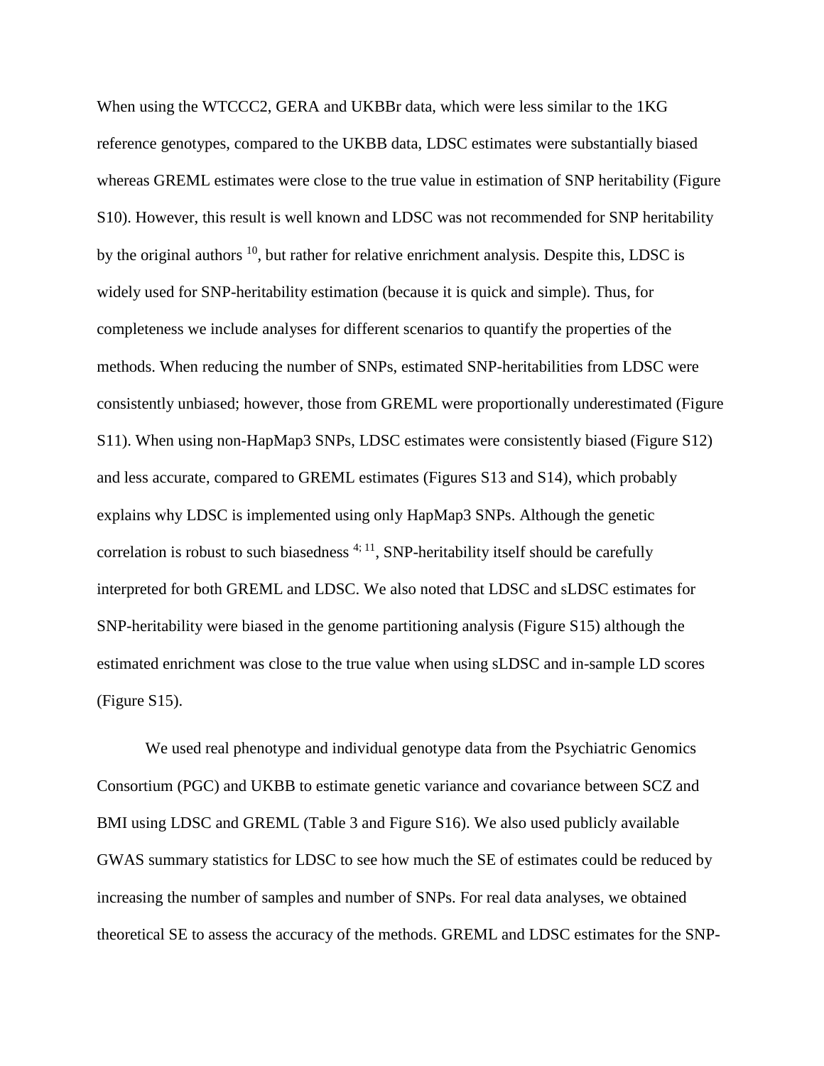When using the WTCCC2, GERA and UKBBr data, which were less similar to the 1KG reference genotypes, compared to the UKBB data, LDSC estimates were substantially biased whereas GREML estimates were close to the true value in estimation of SNP heritability (Figure S10). However, this result is well known and LDSC was not recommended for SNP heritability by the original authors [10], but rather for relative enrichment analysis. Despite this, LDSC is widely used for SNP-heritability estimation (because it is quick and simple). Thus, for completeness we include analyses for different scenarios to quantify the properties of the methods. When reducing the number of SNPs, estimated SNP-heritabilities from LDSC were consistently unbiased; however, those from GREML were proportionally underestimated (Figure S11). When using non-HapMap3 SNPs, LDSC estimates were consistently biased (Figure S12) and less accurate, compared to GREML estimates (Figures S13 and S14), which probably explains why LDSC is implemented using only HapMap3 SNPs. Although the genetic correlation is robust to such biasedness [4; 11], SNP-heritability itself should be carefully interpreted for both GREML and LDSC. We also noted that LDSC and sLDSC estimates for SNP-heritability were biased in the genome partitioning analysis (Figure S15) although the estimated enrichment was close to the true value when using sLDSC and in-sample LD scores (Figure S15).

We used real phenotype and individual genotype data from the Psychiatric Genomics Consortium (PGC) and UKBB to estimate genetic variance and covariance between SCZ and BMI using LDSC and GREML (Table 3 and Figure S16). We also used publicly available GWAS summary statistics for LDSC to see how much the SE of estimates could be reduced by increasing the number of samples and number of SNPs. For real data analyses, we obtained theoretical SE to assess the accuracy of the methods. GREML and LDSC estimates for the SNP-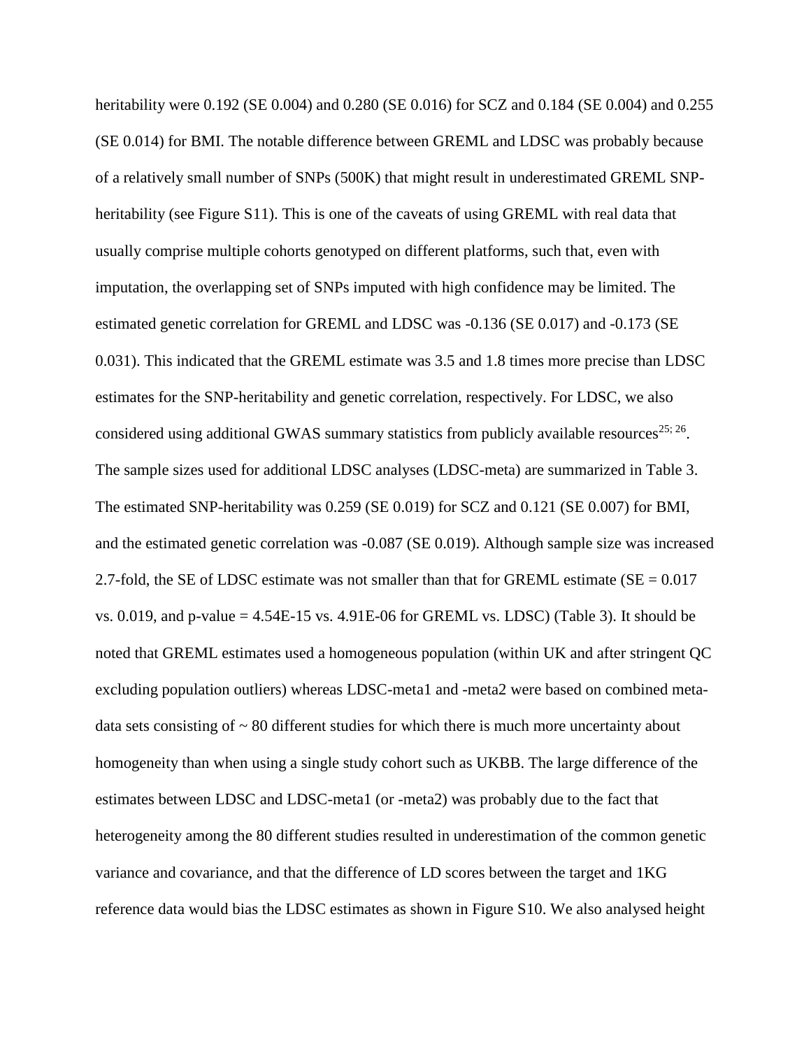heritability were 0.192 (SE 0.004) and 0.280 (SE 0.016) for SCZ and 0.184 (SE 0.004) and 0.255 (SE 0.014) for BMI. The notable difference between GREML and LDSC was probably because of a relatively small number of SNPs (500K) that might result in underestimated GREML SNP-heritability (see Figure S11). This is one of the caveats of using GREML with real data that usually comprise multiple cohorts genotyped on different platforms, such that, even with imputation, the overlapping set of SNPs imputed with high confidence may be limited. The estimated genetic correlation for GREML and LDSC was -0.136 (SE 0.017) and -0.173 (SE 0.031). This indicated that the GREML estimate was 3.5 and 1.8 times more precise than LDSC estimates for the SNP-heritability and genetic correlation, respectively. For LDSC, we also considered using additional GWAS summary statistics from publicly available resources[25; 26]. The sample sizes used for additional LDSC analyses (LDSC-meta) are summarized in Table 3. The estimated SNP-heritability was 0.259 (SE 0.019) for SCZ and 0.121 (SE 0.007) for BMI, and the estimated genetic correlation was -0.087 (SE 0.019). Although sample size was increased 2.7-fold, the SE of LDSC estimate was not smaller than that for GREML estimate (SE = 0.017 vs. 0.019, and p-value = 4.54E-15 vs. 4.91E-06 for GREML vs. LDSC) (Table 3). It should be noted that GREML estimates used a homogeneous population (within UK and after stringent QC excluding population outliers) whereas LDSC-meta1 and -meta2 were based on combined meta-data sets consisting of ~ 80 different studies for which there is much more uncertainty about homogeneity than when using a single study cohort such as UKBB. The large difference of the estimates between LDSC and LDSC-meta1 (or -meta2) was probably due to the fact that heterogeneity among the 80 different studies resulted in underestimation of the common genetic variance and covariance, and that the difference of LD scores between the target and 1KG reference data would bias the LDSC estimates as shown in Figure S10. We also analysed height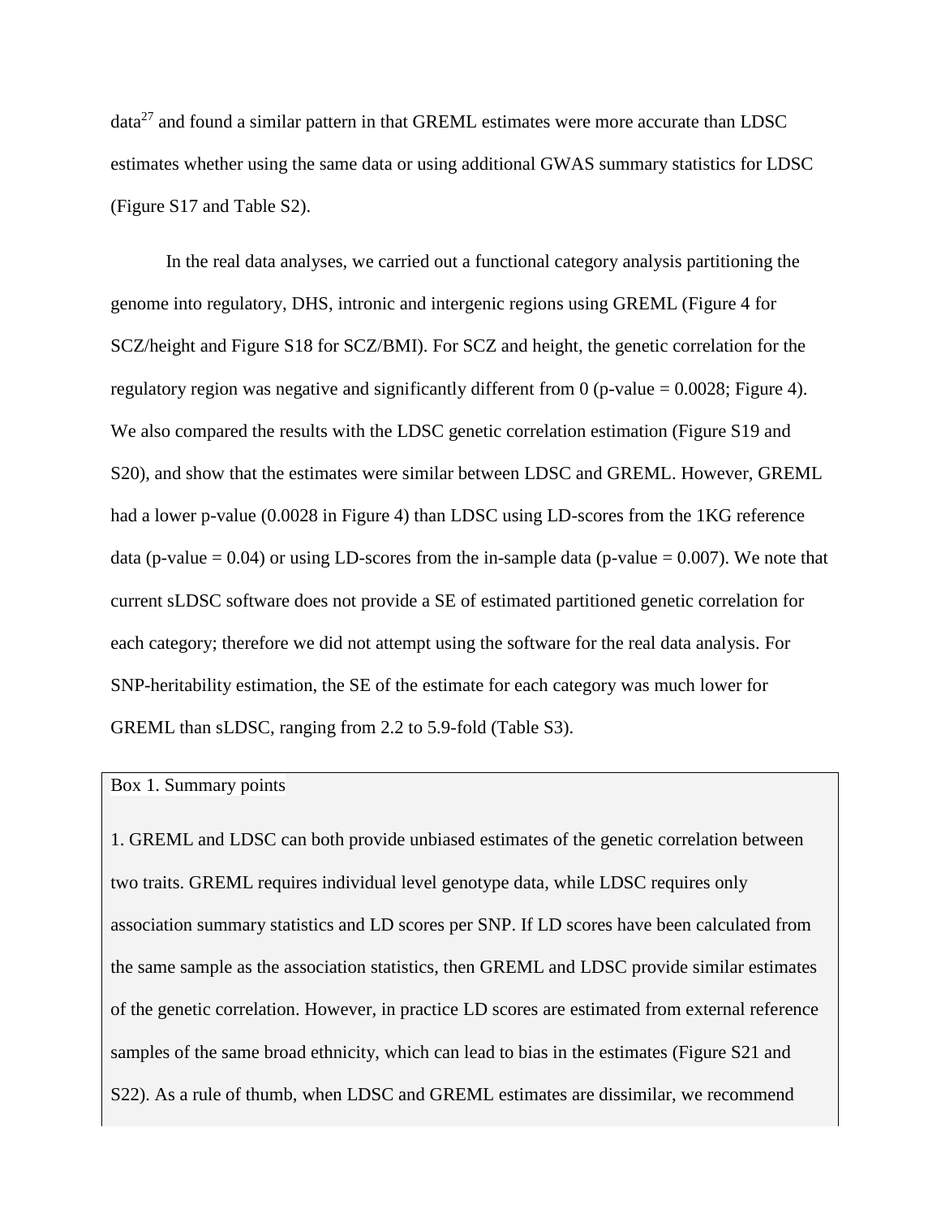data[27] and found a similar pattern in that GREML estimates were more accurate than LDSC estimates whether using the same data or using additional GWAS summary statistics for LDSC (Figure S17 and Table S2).

In the real data analyses, we carried out a functional category analysis partitioning the genome into regulatory, DHS, intronic and intergenic regions using GREML (Figure 4 for SCZ/height and Figure S18 for SCZ/BMI). For SCZ and height, the genetic correlation for the regulatory region was negative and significantly different from 0 (p-value = 0.0028; Figure 4). We also compared the results with the LDSC genetic correlation estimation (Figure S19 and S20), and show that the estimates were similar between LDSC and GREML. However, GREML had a lower p-value (0.0028 in Figure 4) than LDSC using LD-scores from the 1KG reference data (p-value = 0.04) or using LD-scores from the in-sample data (p-value = 0.007). We note that current sLDSC software does not provide a SE of estimated partitioned genetic correlation for each category; therefore we did not attempt using the software for the real data analysis. For SNP-heritability estimation, the SE of the estimate for each category was much lower for GREML than sLDSC, ranging from 2.2 to 5.9-fold (Table S3).

Box 1. Summary points

1. GREML and LDSC can both provide unbiased estimates of the genetic correlation between two traits. GREML requires individual level genotype data, while LDSC requires only association summary statistics and LD scores per SNP. If LD scores have been calculated from the same sample as the association statistics, then GREML and LDSC provide similar estimates of the genetic correlation. However, in practice LD scores are estimated from external reference samples of the same broad ethnicity, which can lead to bias in the estimates (Figure S21 and S22). As a rule of thumb, when LDSC and GREML estimates are dissimilar, we recommend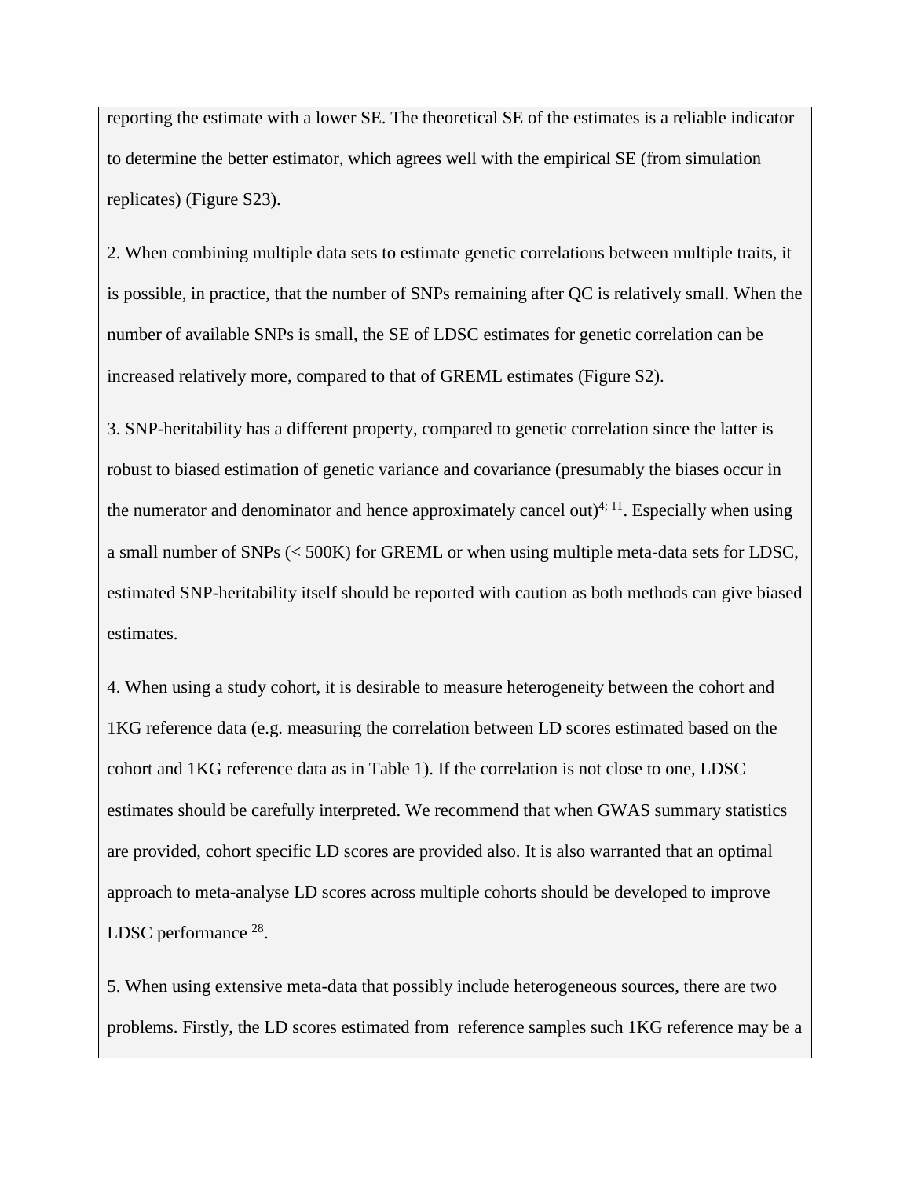reporting the estimate with a lower SE. The theoretical SE of the estimates is a reliable indicator to determine the better estimator, which agrees well with the empirical SE (from simulation replicates) (Figure S23).

2. When combining multiple data sets to estimate genetic correlations between multiple traits, it is possible, in practice, that the number of SNPs remaining after QC is relatively small. When the number of available SNPs is small, the SE of LDSC estimates for genetic correlation can be increased relatively more, compared to that of GREML estimates (Figure S2).

3. SNP-heritability has a different property, compared to genetic correlation since the latter is robust to biased estimation of genetic variance and covariance (presumably the biases occur in the numerator and denominator and hence approximately cancel out)[4; 11]. Especially when using a small number of SNPs (< 500K) for GREML or when using multiple meta-data sets for LDSC, estimated SNP-heritability itself should be reported with caution as both methods can give biased estimates.

4. When using a study cohort, it is desirable to measure heterogeneity between the cohort and 1KG reference data (e.g. measuring the correlation between LD scores estimated based on the cohort and 1KG reference data as in Table 1). If the correlation is not close to one, LDSC estimates should be carefully interpreted. We recommend that when GWAS summary statistics are provided, cohort specific LD scores are provided also. It is also warranted that an optimal approach to meta-analyse LD scores across multiple cohorts should be developed to improve LDSC performance [28].

5. When using extensive meta-data that possibly include heterogeneous sources, there are two problems. Firstly, the LD scores estimated from reference samples such 1KG reference may be a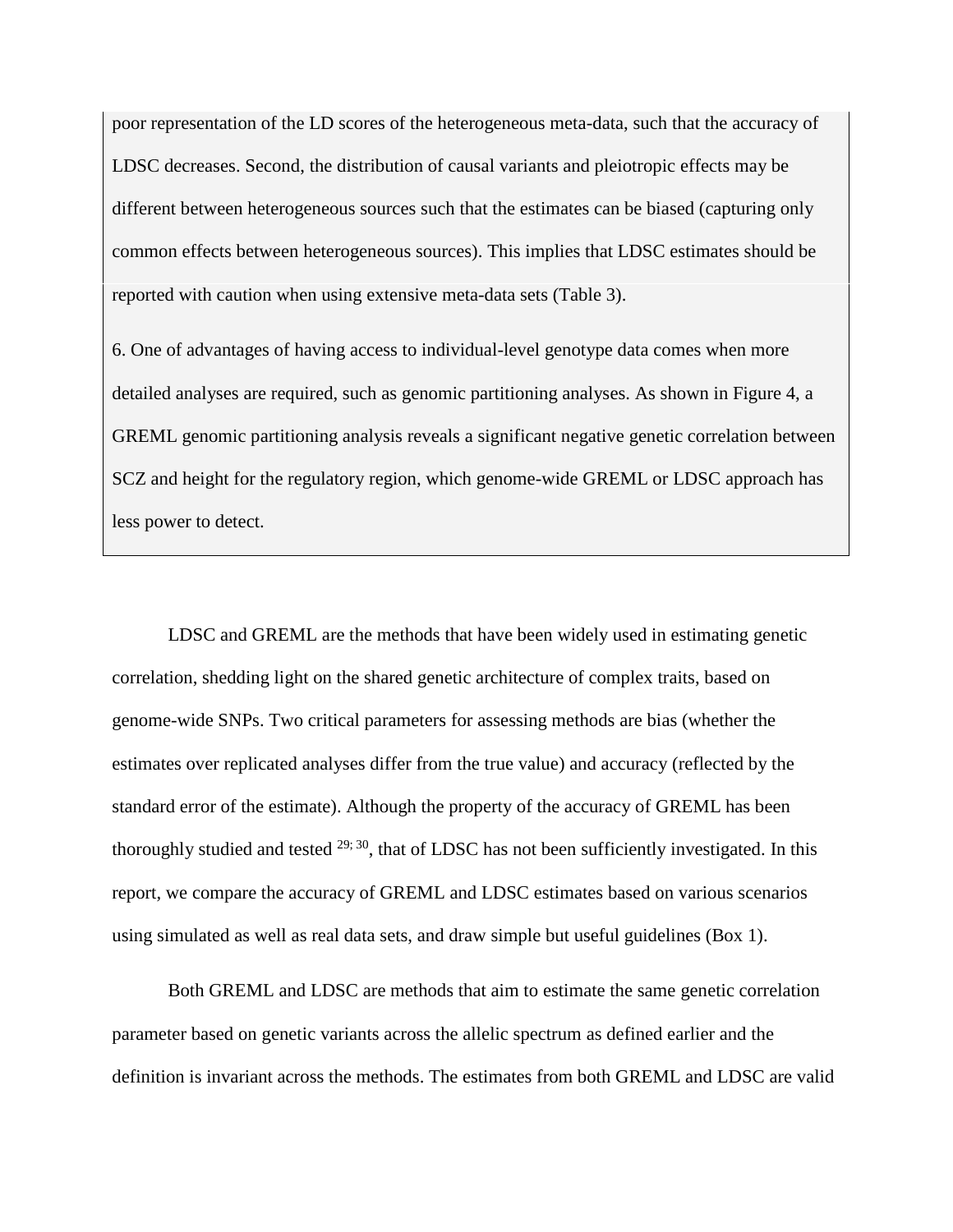poor representation of the LD scores of the heterogeneous meta-data, such that the accuracy of LDSC decreases. Second, the distribution of causal variants and pleiotropic effects may be different between heterogeneous sources such that the estimates can be biased (capturing only common effects between heterogeneous sources). This implies that LDSC estimates should be reported with caution when using extensive meta-data sets (Table 3).

6. One of advantages of having access to individual-level genotype data comes when more detailed analyses are required, such as genomic partitioning analyses. As shown in Figure 4, a GREML genomic partitioning analysis reveals a significant negative genetic correlation between SCZ and height for the regulatory region, which genome-wide GREML or LDSC approach has less power to detect.

LDSC and GREML are the methods that have been widely used in estimating genetic correlation, shedding light on the shared genetic architecture of complex traits, based on genome-wide SNPs. Two critical parameters for assessing methods are bias (whether the estimates over replicated analyses differ from the true value) and accuracy (reflected by the standard error of the estimate). Although the property of the accuracy of GREML has been thoroughly studied and tested [29; 30], that of LDSC has not been sufficiently investigated. In this report, we compare the accuracy of GREML and LDSC estimates based on various scenarios using simulated as well as real data sets, and draw simple but useful guidelines (Box 1).

Both GREML and LDSC are methods that aim to estimate the same genetic correlation parameter based on genetic variants across the allelic spectrum as defined earlier and the definition is invariant across the methods. The estimates from both GREML and LDSC are valid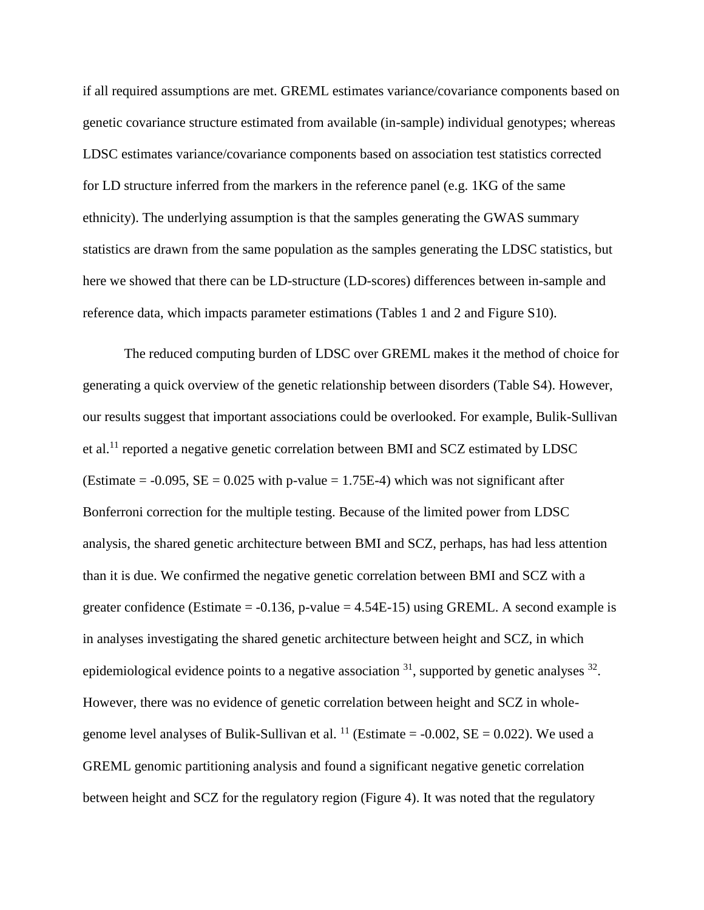if all required assumptions are met. GREML estimates variance/covariance components based on genetic covariance structure estimated from available (in-sample) individual genotypes; whereas LDSC estimates variance/covariance components based on association test statistics corrected for LD structure inferred from the markers in the reference panel (e.g. 1KG of the same ethnicity). The underlying assumption is that the samples generating the GWAS summary statistics are drawn from the same population as the samples generating the LDSC statistics, but here we showed that there can be LD-structure (LD-scores) differences between in-sample and reference data, which impacts parameter estimations (Tables 1 and 2 and Figure S10).

The reduced computing burden of LDSC over GREML makes it the method of choice for generating a quick overview of the genetic relationship between disorders (Table S4). However, our results suggest that important associations could be overlooked. For example, Bulik-Sullivan et al.[11] reported a negative genetic correlation between BMI and SCZ estimated by LDSC (Estimate = -0.095, SE = 0.025 with p-value = 1.75E-4) which was not significant after Bonferroni correction for the multiple testing. Because of the limited power from LDSC analysis, the shared genetic architecture between BMI and SCZ, perhaps, has had less attention than it is due. We confirmed the negative genetic correlation between BMI and SCZ with a greater confidence (Estimate = -0.136, p-value = 4.54E-15) using GREML. A second example is in analyses investigating the shared genetic architecture between height and SCZ, in which epidemiological evidence points to a negative association [31], supported by genetic analyses [32]. However, there was no evidence of genetic correlation between height and SCZ in whole-genome level analyses of Bulik-Sullivan et al. [11] (Estimate = -0.002, SE = 0.022). We used a GREML genomic partitioning analysis and found a significant negative genetic correlation between height and SCZ for the regulatory region (Figure 4). It was noted that the regulatory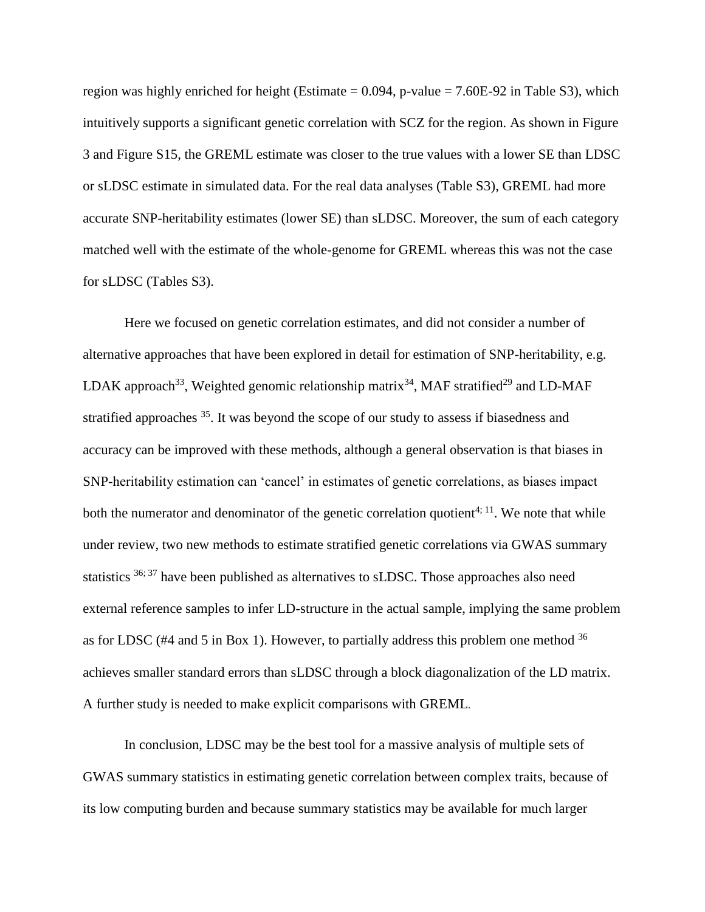region was highly enriched for height (Estimate = 0.094, p-value = 7.60E-92 in Table S3), which intuitively supports a significant genetic correlation with SCZ for the region. As shown in Figure 3 and Figure S15, the GREML estimate was closer to the true values with a lower SE than LDSC or sLDSC estimate in simulated data. For the real data analyses (Table S3), GREML had more accurate SNP-heritability estimates (lower SE) than sLDSC. Moreover, the sum of each category matched well with the estimate of the whole-genome for GREML whereas this was not the case for sLDSC (Tables S3).

Here we focused on genetic correlation estimates, and did not consider a number of alternative approaches that have been explored in detail for estimation of SNP-heritability, e.g. LDAK approach[33], Weighted genomic relationship matrix[34], MAF stratified[29] and LD-MAF stratified approaches [35]. It was beyond the scope of our study to assess if biasedness and accuracy can be improved with these methods, although a general observation is that biases in SNP-heritability estimation can 'cancel' in estimates of genetic correlations, as biases impact both the numerator and denominator of the genetic correlation quotient[4; 11]. We note that while under review, two new methods to estimate stratified genetic correlations via GWAS summary statistics [36; 37] have been published as alternatives to sLDSC. Those approaches also need external reference samples to infer LD-structure in the actual sample, implying the same problem as for LDSC (#4 and 5 in Box 1). However, to partially address this problem one method [36] achieves smaller standard errors than sLDSC through a block diagonalization of the LD matrix. A further study is needed to make explicit comparisons with GREML.

In conclusion, LDSC may be the best tool for a massive analysis of multiple sets of GWAS summary statistics in estimating genetic correlation between complex traits, because of its low computing burden and because summary statistics may be available for much larger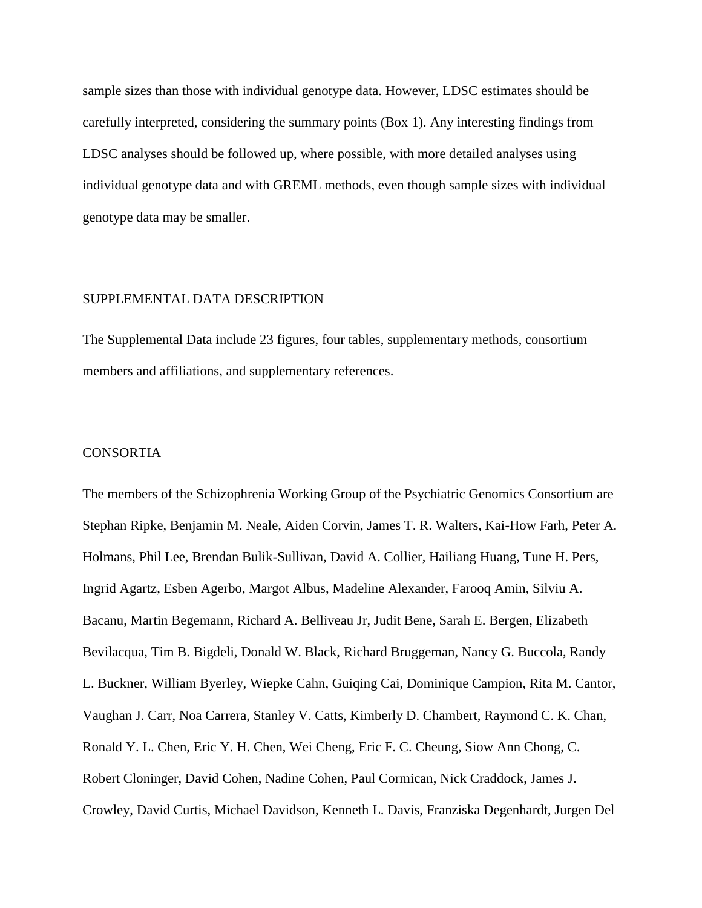sample sizes than those with individual genotype data. However, LDSC estimates should be carefully interpreted, considering the summary points (Box 1). Any interesting findings from LDSC analyses should be followed up, where possible, with more detailed analyses using individual genotype data and with GREML methods, even though sample sizes with individual genotype data may be smaller.

## SUPPLEMENTAL DATA DESCRIPTION

The Supplemental Data include 23 figures, four tables, supplementary methods, consortium members and affiliations, and supplementary references.

## CONSORTIA

The members of the Schizophrenia Working Group of the Psychiatric Genomics Consortium are Stephan Ripke, Benjamin M. Neale, Aiden Corvin, James T. R. Walters, Kai-How Farh, Peter A. Holmans, Phil Lee, Brendan Bulik-Sullivan, David A. Collier, Hailiang Huang, Tune H. Pers, Ingrid Agartz, Esben Agerbo, Margot Albus, Madeline Alexander, Farooq Amin, Silviu A. Bacanu, Martin Begemann, Richard A. Belliveau Jr, Judit Bene, Sarah E. Bergen, Elizabeth Bevilacqua, Tim B. Bigdeli, Donald W. Black, Richard Bruggeman, Nancy G. Buccola, Randy L. Buckner, William Byerley, Wiepke Cahn, Guiqing Cai, Dominique Campion, Rita M. Cantor, Vaughan J. Carr, Noa Carrera, Stanley V. Catts, Kimberly D. Chambert, Raymond C. K. Chan, Ronald Y. L. Chen, Eric Y. H. Chen, Wei Cheng, Eric F. C. Cheung, Siow Ann Chong, C. Robert Cloninger, David Cohen, Nadine Cohen, Paul Cormican, Nick Craddock, James J. Crowley, David Curtis, Michael Davidson, Kenneth L. Davis, Franziska Degenhardt, Jurgen Del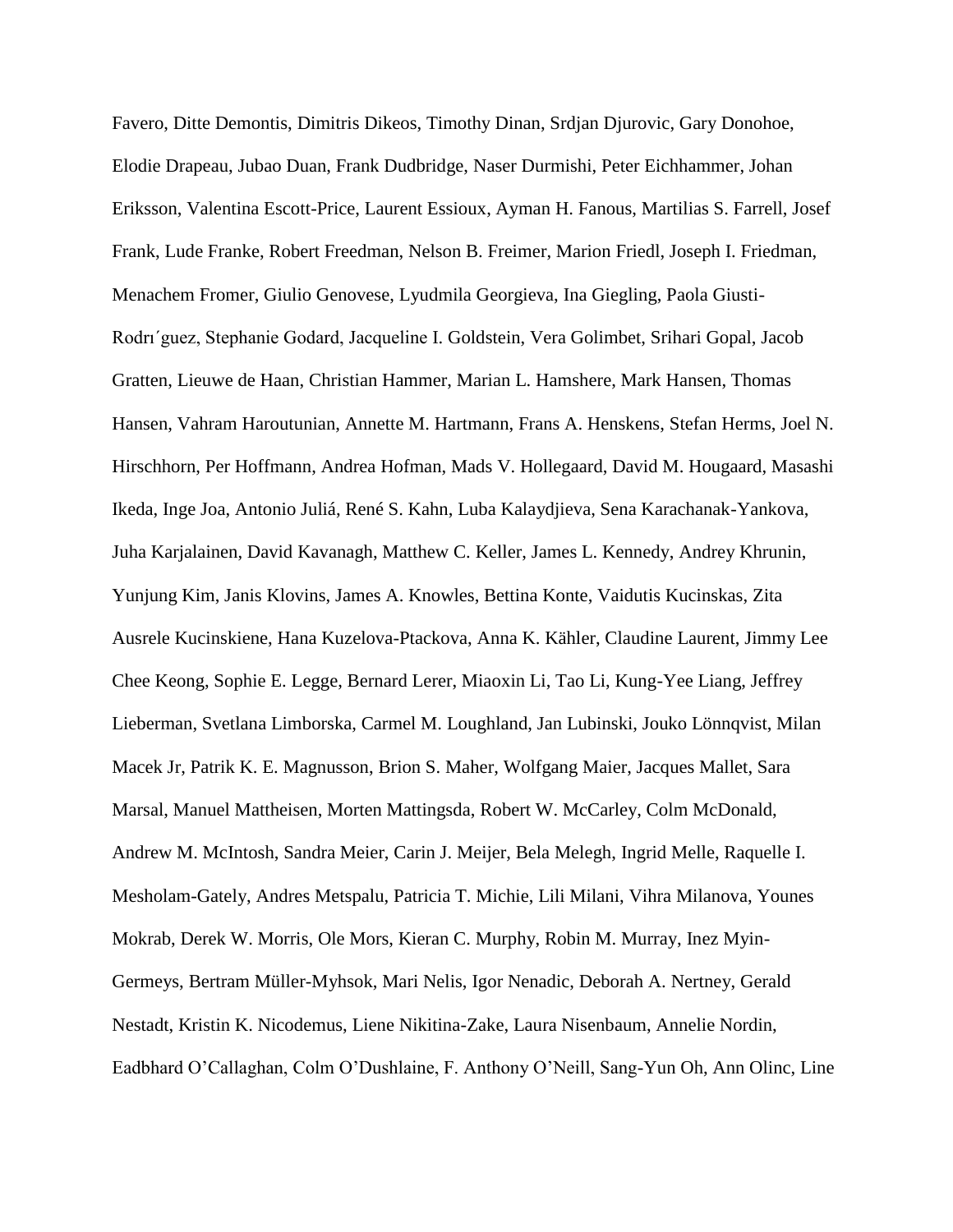Favero, Ditte Demontis, Dimitris Dikeos, Timothy Dinan, Srdjan Djurovic, Gary Donohoe, Elodie Drapeau, Jubao Duan, Frank Dudbridge, Naser Durmishi, Peter Eichhammer, Johan Eriksson, Valentina Escott-Price, Laurent Essioux, Ayman H. Fanous, Martilias S. Farrell, Josef Frank, Lude Franke, Robert Freedman, Nelson B. Freimer, Marion Friedl, Joseph I. Friedman, Menachem Fromer, Giulio Genovese, Lyudmila Georgieva, Ina Giegling, Paola Giusti-Rodrı´guez, Stephanie Godard, Jacqueline I. Goldstein, Vera Golimbet, Srihari Gopal, Jacob Gratten, Lieuwe de Haan, Christian Hammer, Marian L. Hamshere, Mark Hansen, Thomas Hansen, Vahram Haroutunian, Annette M. Hartmann, Frans A. Henskens, Stefan Herms, Joel N. Hirschhorn, Per Hoffmann, Andrea Hofman, Mads V. Hollegaard, David M. Hougaard, Masashi Ikeda, Inge Joa, Antonio Juliá, René S. Kahn, Luba Kalaydjieva, Sena Karachanak-Yankova, Juha Karjalainen, David Kavanagh, Matthew C. Keller, James L. Kennedy, Andrey Khrunin, Yunjung Kim, Janis Klovins, James A. Knowles, Bettina Konte, Vaidutis Kucinskas, Zita Ausrele Kucinskiene, Hana Kuzelova-Ptackova, Anna K. Kähler, Claudine Laurent, Jimmy Lee Chee Keong, Sophie E. Legge, Bernard Lerer, Miaoxin Li, Tao Li, Kung-Yee Liang, Jeffrey Lieberman, Svetlana Limborska, Carmel M. Loughland, Jan Lubinski, Jouko Lönnqvist, Milan Macek Jr, Patrik K. E. Magnusson, Brion S. Maher, Wolfgang Maier, Jacques Mallet, Sara Marsal, Manuel Mattheisen, Morten Mattingsda, Robert W. McCarley, Colm McDonald, Andrew M. McIntosh, Sandra Meier, Carin J. Meijer, Bela Melegh, Ingrid Melle, Raquelle I. Mesholam-Gately, Andres Metspalu, Patricia T. Michie, Lili Milani, Vihra Milanova, Younes Mokrab, Derek W. Morris, Ole Mors, Kieran C. Murphy, Robin M. Murray, Inez Myin-Germeys, Bertram Müller-Myhsok, Mari Nelis, Igor Nenadic, Deborah A. Nertney, Gerald Nestadt, Kristin K. Nicodemus, Liene Nikitina-Zake, Laura Nisenbaum, Annelie Nordin, Eadbhard O'Callaghan, Colm O'Dushlaine, F. Anthony O'Neill, Sang-Yun Oh, Ann Olinc, Line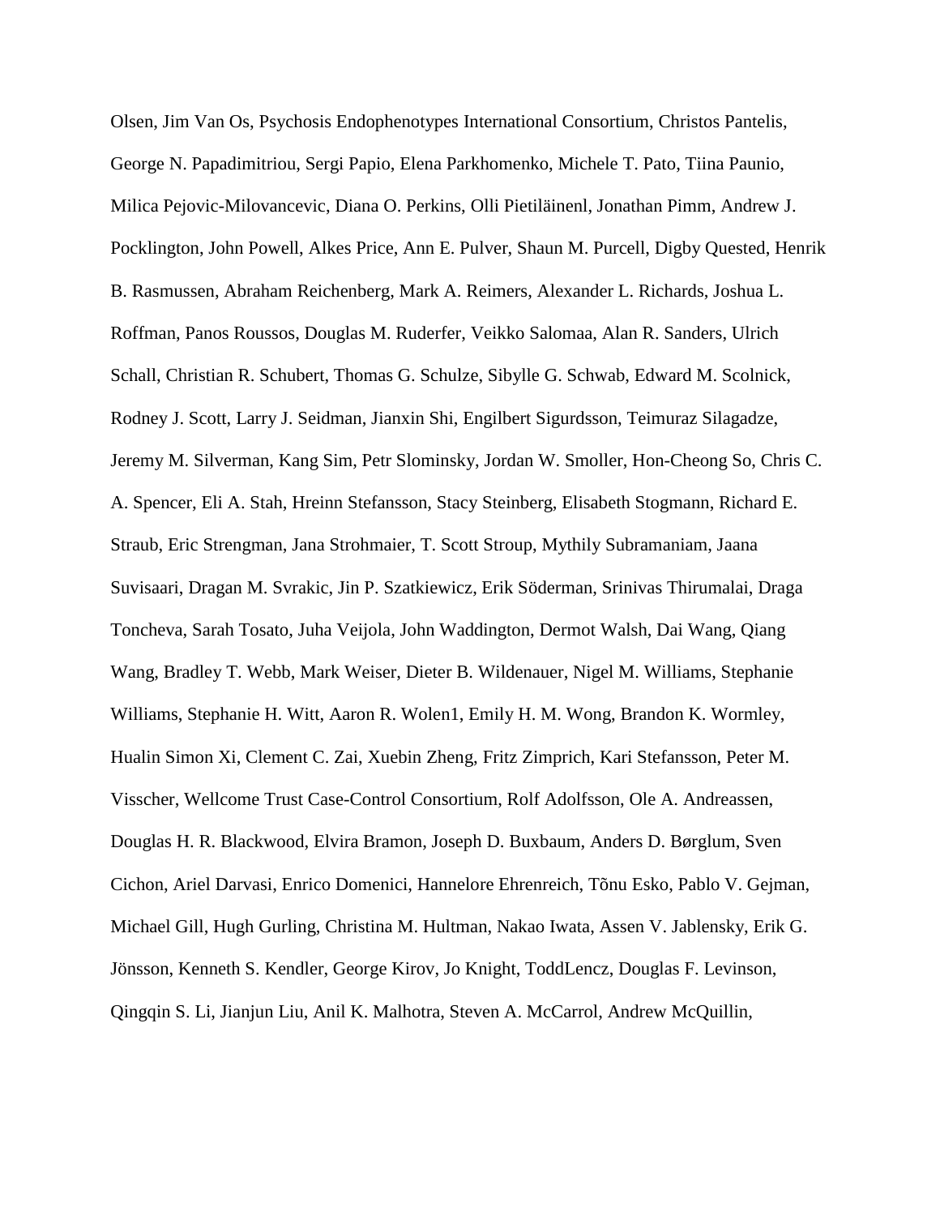Olsen, Jim Van Os, Psychosis Endophenotypes International Consortium, Christos Pantelis, George N. Papadimitriou, Sergi Papio, Elena Parkhomenko, Michele T. Pato, Tiina Paunio, Milica Pejovic-Milovancevic, Diana O. Perkins, Olli Pietiläinenl, Jonathan Pimm, Andrew J. Pocklington, John Powell, Alkes Price, Ann E. Pulver, Shaun M. Purcell, Digby Quested, Henrik B. Rasmussen, Abraham Reichenberg, Mark A. Reimers, Alexander L. Richards, Joshua L. Roffman, Panos Roussos, Douglas M. Ruderfer, Veikko Salomaa, Alan R. Sanders, Ulrich Schall, Christian R. Schubert, Thomas G. Schulze, Sibylle G. Schwab, Edward M. Scolnick, Rodney J. Scott, Larry J. Seidman, Jianxin Shi, Engilbert Sigurdsson, Teimuraz Silagadze, Jeremy M. Silverman, Kang Sim, Petr Slominsky, Jordan W. Smoller, Hon-Cheong So, Chris C. A. Spencer, Eli A. Stah, Hreinn Stefansson, Stacy Steinberg, Elisabeth Stogmann, Richard E. Straub, Eric Strengman, Jana Strohmaier, T. Scott Stroup, Mythily Subramaniam, Jaana Suvisaari, Dragan M. Svrakic, Jin P. Szatkiewicz, Erik Söderman, Srinivas Thirumalai, Draga Toncheva, Sarah Tosato, Juha Veijola, John Waddington, Dermot Walsh, Dai Wang, Qiang Wang, Bradley T. Webb, Mark Weiser, Dieter B. Wildenauer, Nigel M. Williams, Stephanie Williams, Stephanie H. Witt, Aaron R. Wolen1, Emily H. M. Wong, Brandon K. Wormley, Hualin Simon Xi, Clement C. Zai, Xuebin Zheng, Fritz Zimprich, Kari Stefansson, Peter M. Visscher, Wellcome Trust Case-Control Consortium, Rolf Adolfsson, Ole A. Andreassen, Douglas H. R. Blackwood, Elvira Bramon, Joseph D. Buxbaum, Anders D. Børglum, Sven Cichon, Ariel Darvasi, Enrico Domenici, Hannelore Ehrenreich, Tõnu Esko, Pablo V. Gejman, Michael Gill, Hugh Gurling, Christina M. Hultman, Nakao Iwata, Assen V. Jablensky, Erik G. Jönsson, Kenneth S. Kendler, George Kirov, Jo Knight, ToddLencz, Douglas F. Levinson, Qingqin S. Li, Jianjun Liu, Anil K. Malhotra, Steven A. McCarrol, Andrew McQuillin,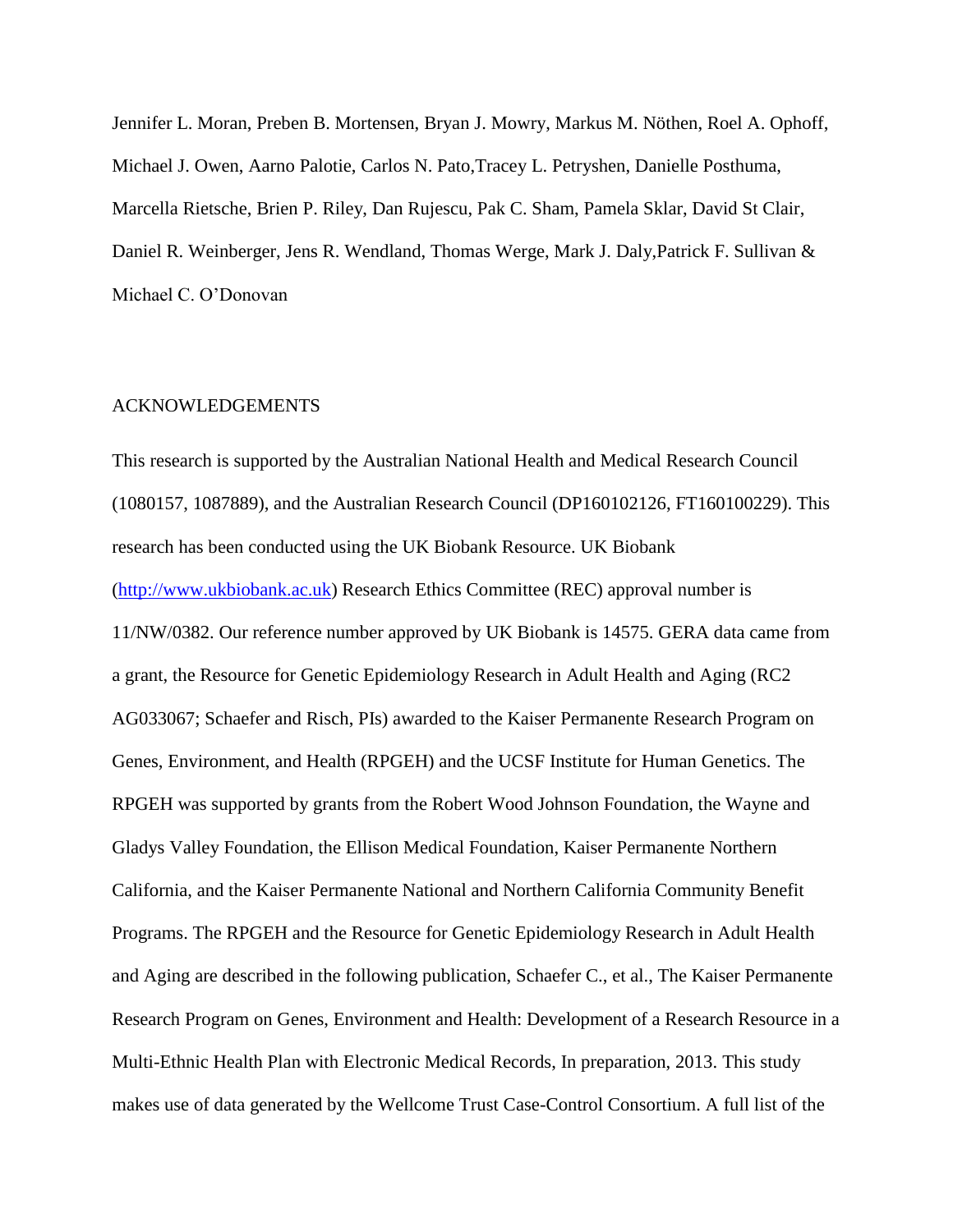Jennifer L. Moran, Preben B. Mortensen, Bryan J. Mowry, Markus M. Nöthen, Roel A. Ophoff, Michael J. Owen, Aarno Palotie, Carlos N. Pato,Tracey L. Petryshen, Danielle Posthuma, Marcella Rietsche, Brien P. Riley, Dan Rujescu, Pak C. Sham, Pamela Sklar, David St Clair, Daniel R. Weinberger, Jens R. Wendland, Thomas Werge, Mark J. Daly,Patrick F. Sullivan & Michael C. O'Donovan

ACKNOWLEDGEMENTS

This research is supported by the Australian National Health and Medical Research Council (1080157, 1087889), and the Australian Research Council (DP160102126, FT160100229). This research has been conducted using the UK Biobank Resource. UK Biobank (http://www.ukbiobank.ac.uk) Research Ethics Committee (REC) approval number is 11/NW/0382. Our reference number approved by UK Biobank is 14575. GERA data came from a grant, the Resource for Genetic Epidemiology Research in Adult Health and Aging (RC2 AG033067; Schaefer and Risch, PIs) awarded to the Kaiser Permanente Research Program on Genes, Environment, and Health (RPGEH) and the UCSF Institute for Human Genetics. The RPGEH was supported by grants from the Robert Wood Johnson Foundation, the Wayne and Gladys Valley Foundation, the Ellison Medical Foundation, Kaiser Permanente Northern California, and the Kaiser Permanente National and Northern California Community Benefit Programs. The RPGEH and the Resource for Genetic Epidemiology Research in Adult Health and Aging are described in the following publication, Schaefer C., et al., The Kaiser Permanente Research Program on Genes, Environment and Health: Development of a Research Resource in a Multi-Ethnic Health Plan with Electronic Medical Records, In preparation, 2013. This study makes use of data generated by the Wellcome Trust Case-Control Consortium. A full list of the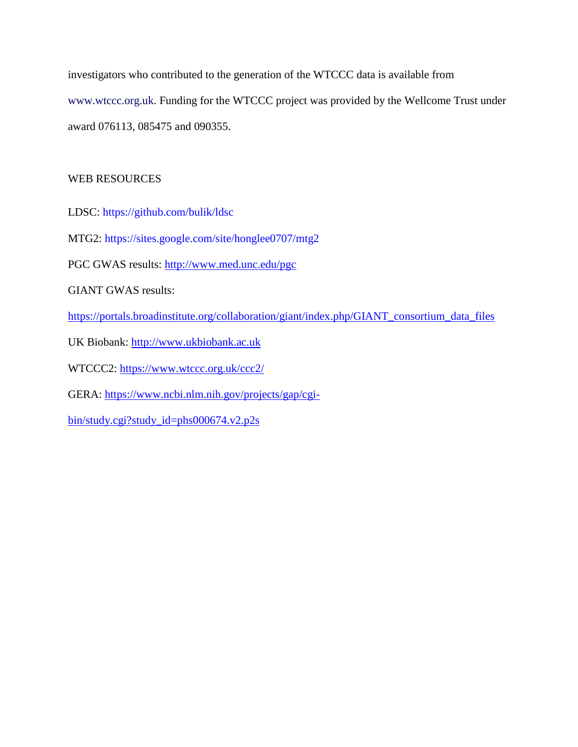investigators who contributed to the generation of the WTCCC data is available from www.wtccc.org.uk. Funding for the WTCCC project was provided by the Wellcome Trust under award 076113, 085475 and 090355.

## WEB RESOURCES

LDSC: https://github.com/bulik/ldsc

MTG2: https://sites.google.com/site/honglee0707/mtg2

PGC GWAS results: http://www.med.unc.edu/pgc

GIANT GWAS results:

https://portals.broadinstitute.org/collaboration/giant/index.php/GIANT_consortium_data_files

UK Biobank: http://www.ukbiobank.ac.uk

WTCCC2: https://www.wtccc.org.uk/ccc2/

GERA: https://www.ncbi.nlm.nih.gov/projects/gap/cgi-bin/study.cgi?study_id=phs000674.v2.p2s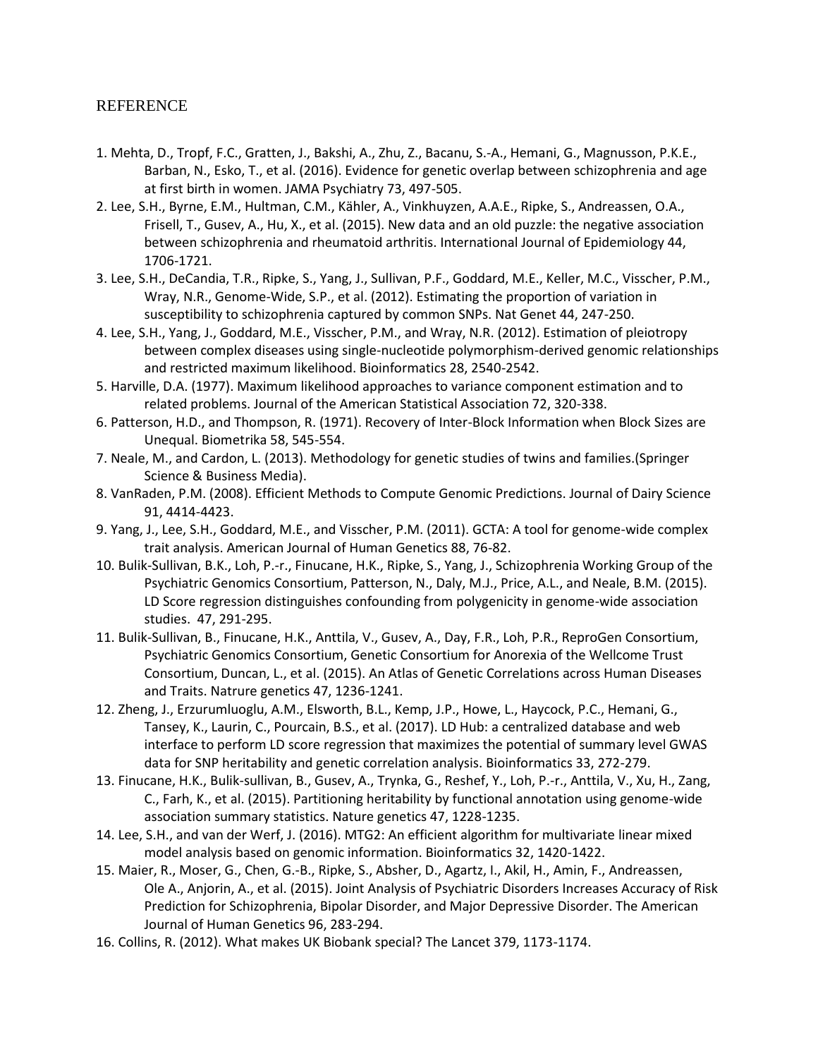# REFERENCE

1. Mehta, D., Tropf, F.C., Gratten, J., Bakshi, A., Zhu, Z., Bacanu, S.-A., Hemani, G., Magnusson, P.K.E., Barban, N., Esko, T., et al. (2016). Evidence for genetic overlap between schizophrenia and age at first birth in women. JAMA Psychiatry 73, 497-505.
2. Lee, S.H., Byrne, E.M., Hultman, C.M., Kähler, A., Vinkhuyzen, A.A.E., Ripke, S., Andreassen, O.A., Frisell, T., Gusev, A., Hu, X., et al. (2015). New data and an old puzzle: the negative association between schizophrenia and rheumatoid arthritis. International Journal of Epidemiology 44, 1706-1721.
3. Lee, S.H., DeCandia, T.R., Ripke, S., Yang, J., Sullivan, P.F., Goddard, M.E., Keller, M.C., Visscher, P.M., Wray, N.R., Genome-Wide, S.P., et al. (2012). Estimating the proportion of variation in susceptibility to schizophrenia captured by common SNPs. Nat Genet 44, 247-250.
4. Lee, S.H., Yang, J., Goddard, M.E., Visscher, P.M., and Wray, N.R. (2012). Estimation of pleiotropy between complex diseases using single-nucleotide polymorphism-derived genomic relationships and restricted maximum likelihood. Bioinformatics 28, 2540-2542.
5. Harville, D.A. (1977). Maximum likelihood approaches to variance component estimation and to related problems. Journal of the American Statistical Association 72, 320-338.
6. Patterson, H.D., and Thompson, R. (1971). Recovery of Inter-Block Information when Block Sizes are Unequal. Biometrika 58, 545-554.
7. Neale, M., and Cardon, L. (2013). Methodology for genetic studies of twins and families.(Springer Science & Business Media).
8. VanRaden, P.M. (2008). Efficient Methods to Compute Genomic Predictions. Journal of Dairy Science 91, 4414-4423.
9. Yang, J., Lee, S.H., Goddard, M.E., and Visscher, P.M. (2011). GCTA: A tool for genome-wide complex trait analysis. American Journal of Human Genetics 88, 76-82.
10. Bulik-Sullivan, B.K., Loh, P.-r., Finucane, H.K., Ripke, S., Yang, J., Schizophrenia Working Group of the Psychiatric Genomics Consortium, Patterson, N., Daly, M.J., Price, A.L., and Neale, B.M. (2015). LD Score regression distinguishes confounding from polygenicity in genome-wide association studies. 47, 291-295.
11. Bulik-Sullivan, B., Finucane, H.K., Anttila, V., Gusev, A., Day, F.R., Loh, P.R., ReproGen Consortium, Psychiatric Genomics Consortium, Genetic Consortium for Anorexia of the Wellcome Trust Consortium, Duncan, L., et al. (2015). An Atlas of Genetic Correlations across Human Diseases and Traits. Natrure genetics 47, 1236-1241.
12. Zheng, J., Erzurumluoglu, A.M., Elsworth, B.L., Kemp, J.P., Howe, L., Haycock, P.C., Hemani, G., Tansey, K., Laurin, C., Pourcain, B.S., et al. (2017). LD Hub: a centralized database and web interface to perform LD score regression that maximizes the potential of summary level GWAS data for SNP heritability and genetic correlation analysis. Bioinformatics 33, 272-279.
13. Finucane, H.K., Bulik-sullivan, B., Gusev, A., Trynka, G., Reshef, Y., Loh, P.-r., Anttila, V., Xu, H., Zang, C., Farh, K., et al. (2015). Partitioning heritability by functional annotation using genome-wide association summary statistics. Nature genetics 47, 1228-1235.
14. Lee, S.H., and van der Werf, J. (2016). MTG2: An efficient algorithm for multivariate linear mixed model analysis based on genomic information. Bioinformatics 32, 1420-1422.
15. Maier, R., Moser, G., Chen, G.-B., Ripke, S., Absher, D., Agartz, I., Akil, H., Amin, F., Andreassen, Ole A., Anjorin, A., et al. (2015). Joint Analysis of Psychiatric Disorders Increases Accuracy of Risk Prediction for Schizophrenia, Bipolar Disorder, and Major Depressive Disorder. The American Journal of Human Genetics 96, 283-294.
16. Collins, R. (2012). What makes UK Biobank special? The Lancet 379, 1173-1174.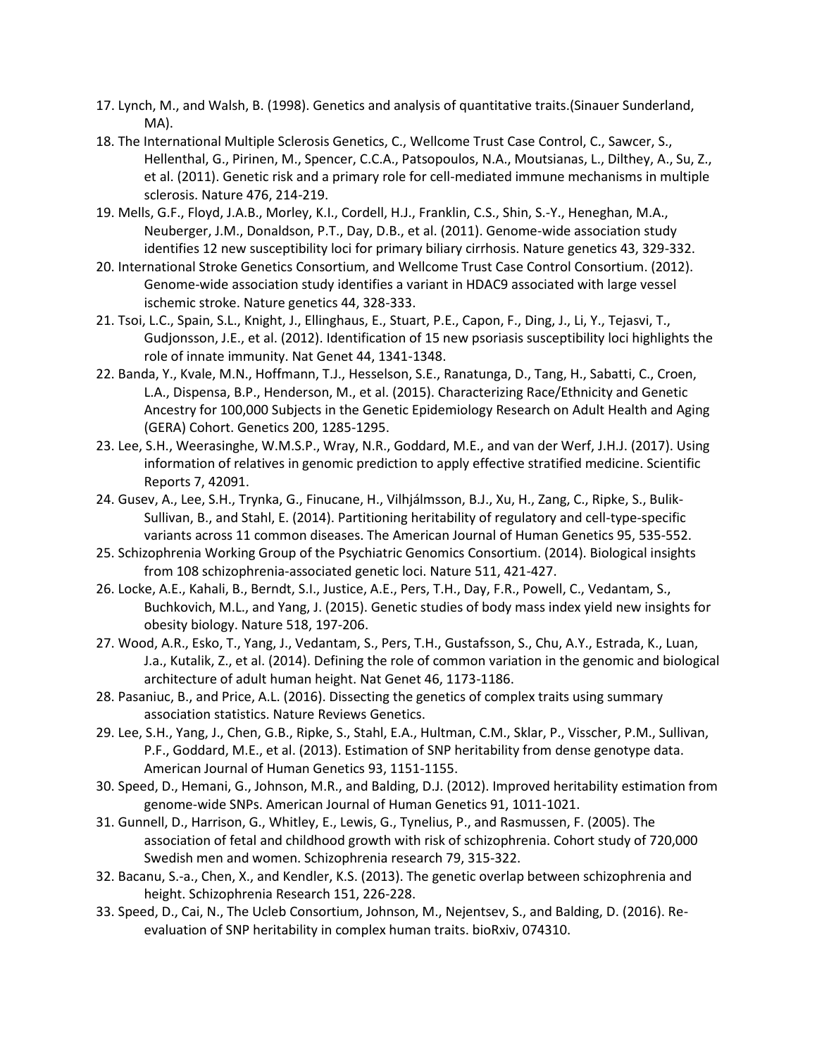17. Lynch, M., and Walsh, B. (1998). Genetics and analysis of quantitative traits.(Sinauer Sunderland, MA).
18. The International Multiple Sclerosis Genetics, C., Wellcome Trust Case Control, C., Sawcer, S., Hellenthal, G., Pirinen, M., Spencer, C.C.A., Patsopoulos, N.A., Moutsianas, L., Dilthey, A., Su, Z., et al. (2011). Genetic risk and a primary role for cell-mediated immune mechanisms in multiple sclerosis. Nature 476, 214-219.
19. Mells, G.F., Floyd, J.A.B., Morley, K.I., Cordell, H.J., Franklin, C.S., Shin, S.-Y., Heneghan, M.A., Neuberger, J.M., Donaldson, P.T., Day, D.B., et al. (2011). Genome-wide association study identifies 12 new susceptibility loci for primary biliary cirrhosis. Nature genetics 43, 329-332.
20. International Stroke Genetics Consortium, and Wellcome Trust Case Control Consortium. (2012). Genome-wide association study identifies a variant in HDAC9 associated with large vessel ischemic stroke. Nature genetics 44, 328-333.
21. Tsoi, L.C., Spain, S.L., Knight, J., Ellinghaus, E., Stuart, P.E., Capon, F., Ding, J., Li, Y., Tejasvi, T., Gudjonsson, J.E., et al. (2012). Identification of 15 new psoriasis susceptibility loci highlights the role of innate immunity. Nat Genet 44, 1341-1348.
22. Banda, Y., Kvale, M.N., Hoffmann, T.J., Hesselson, S.E., Ranatunga, D., Tang, H., Sabatti, C., Croen, L.A., Dispensa, B.P., Henderson, M., et al. (2015). Characterizing Race/Ethnicity and Genetic Ancestry for 100,000 Subjects in the Genetic Epidemiology Research on Adult Health and Aging (GERA) Cohort. Genetics 200, 1285-1295.
23. Lee, S.H., Weerasinghe, W.M.S.P., Wray, N.R., Goddard, M.E., and van der Werf, J.H.J. (2017). Using information of relatives in genomic prediction to apply effective stratified medicine. Scientific Reports 7, 42091.
24. Gusev, A., Lee, S.H., Trynka, G., Finucane, H., Vilhjálmsson, B.J., Xu, H., Zang, C., Ripke, S., Bulik-Sullivan, B., and Stahl, E. (2014). Partitioning heritability of regulatory and cell-type-specific variants across 11 common diseases. The American Journal of Human Genetics 95, 535-552.
25. Schizophrenia Working Group of the Psychiatric Genomics Consortium. (2014). Biological insights from 108 schizophrenia-associated genetic loci. Nature 511, 421-427.
26. Locke, A.E., Kahali, B., Berndt, S.I., Justice, A.E., Pers, T.H., Day, F.R., Powell, C., Vedantam, S., Buchkovich, M.L., and Yang, J. (2015). Genetic studies of body mass index yield new insights for obesity biology. Nature 518, 197-206.
27. Wood, A.R., Esko, T., Yang, J., Vedantam, S., Pers, T.H., Gustafsson, S., Chu, A.Y., Estrada, K., Luan, J.a., Kutalik, Z., et al. (2014). Defining the role of common variation in the genomic and biological architecture of adult human height. Nat Genet 46, 1173-1186.
28. Pasaniuc, B., and Price, A.L. (2016). Dissecting the genetics of complex traits using summary association statistics. Nature Reviews Genetics.
29. Lee, S.H., Yang, J., Chen, G.B., Ripke, S., Stahl, E.A., Hultman, C.M., Sklar, P., Visscher, P.M., Sullivan, P.F., Goddard, M.E., et al. (2013). Estimation of SNP heritability from dense genotype data. American Journal of Human Genetics 93, 1151-1155.
30. Speed, D., Hemani, G., Johnson, M.R., and Balding, D.J. (2012). Improved heritability estimation from genome-wide SNPs. American Journal of Human Genetics 91, 1011-1021.
31. Gunnell, D., Harrison, G., Whitley, E., Lewis, G., Tynelius, P., and Rasmussen, F. (2005). The association of fetal and childhood growth with risk of schizophrenia. Cohort study of 720,000 Swedish men and women. Schizophrenia research 79, 315-322.
32. Bacanu, S.-a., Chen, X., and Kendler, K.S. (2013). The genetic overlap between schizophrenia and height. Schizophrenia Research 151, 226-228.
33. Speed, D., Cai, N., The Ucleb Consortium, Johnson, M., Nejentsev, S., and Balding, D. (2016). Re-evaluation of SNP heritability in complex human traits. bioRxiv, 074310.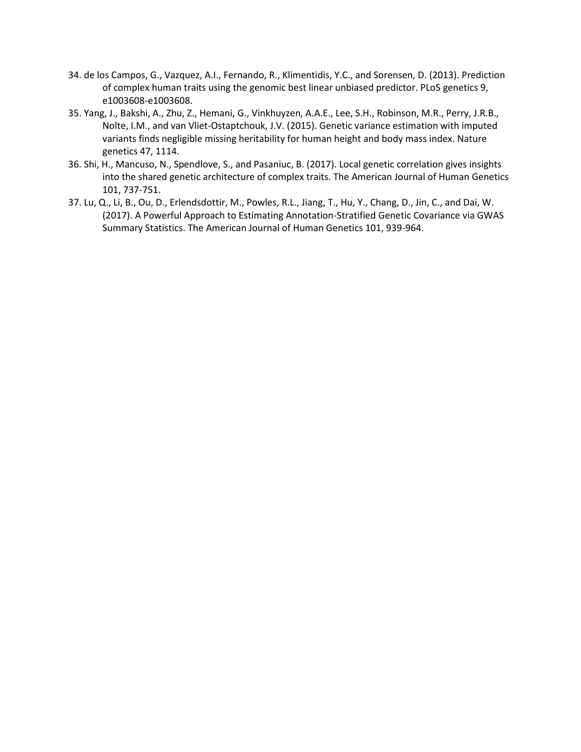34. de los Campos, G., Vazquez, A.I., Fernando, R., Klimentidis, Y.C., and Sorensen, D. (2013). Prediction of complex human traits using the genomic best linear unbiased predictor. PLoS genetics 9, e1003608-e1003608.
35. Yang, J., Bakshi, A., Zhu, Z., Hemani, G., Vinkhuyzen, A.A.E., Lee, S.H., Robinson, M.R., Perry, J.R.B., Nolte, I.M., and van Vliet-Ostaptchouk, J.V. (2015). Genetic variance estimation with imputed variants finds negligible missing heritability for human height and body mass index. Nature genetics 47, 1114.
36. Shi, H., Mancuso, N., Spendlove, S., and Pasaniuc, B. (2017). Local genetic correlation gives insights into the shared genetic architecture of complex traits. The American Journal of Human Genetics 101, 737-751.
37. Lu, Q., Li, B., Ou, D., Erlendsdottir, M., Powles, R.L., Jiang, T., Hu, Y., Chang, D., Jin, C., and Dai, W. (2017). A Powerful Approach to Estimating Annotation-Stratified Genetic Covariance via GWAS Summary Statistics. The American Journal of Human Genetics 101, 939-964.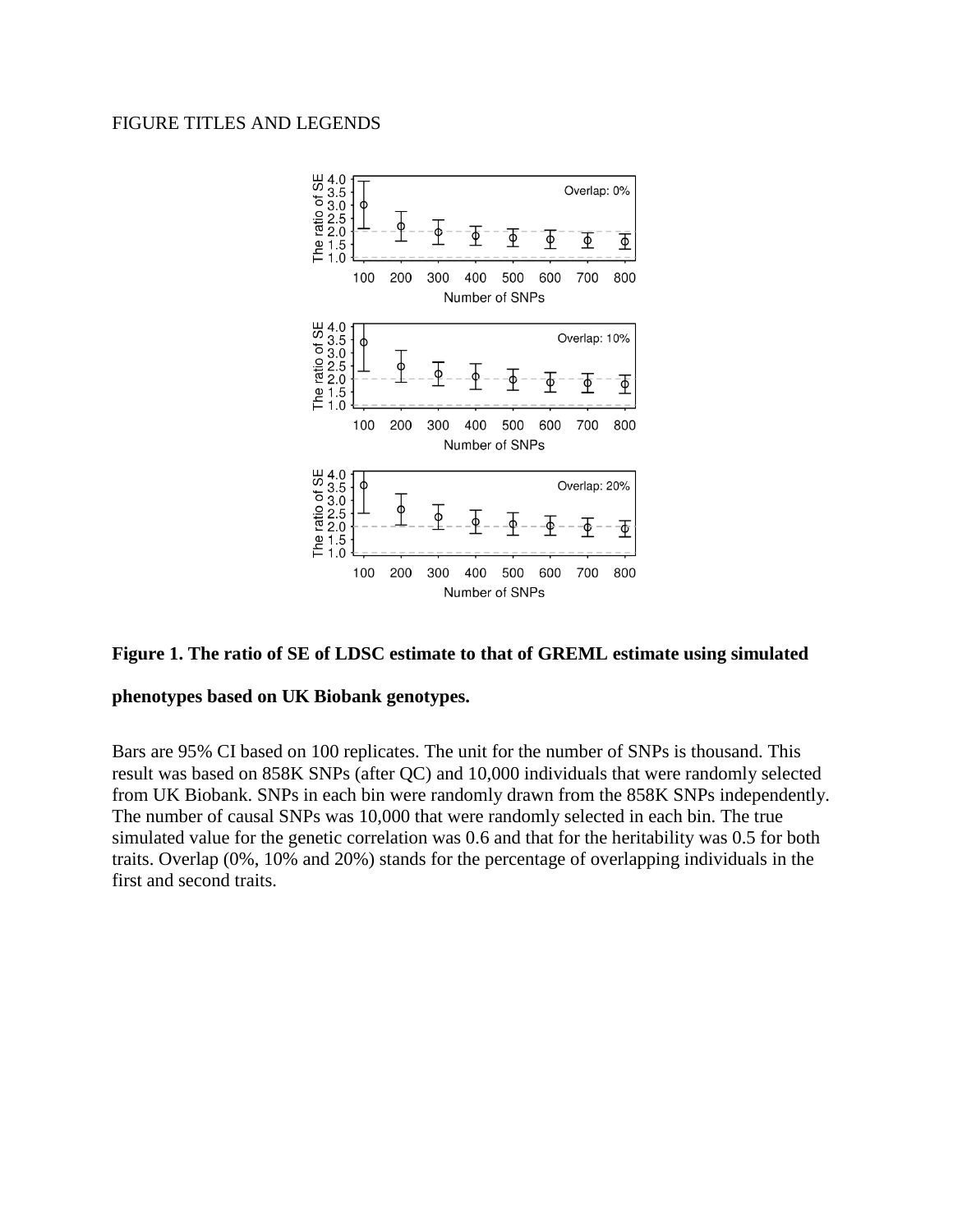FIGURE TITLES AND LEGENDS

The ratio of SE
4.0
3.5
3.0
2.5
2.0
1.5
1.0

Overlap: 0%

100 200 300 400 500 600 700 800

Number of SNPs

The ratio of SE
4.0
3.5
3.0
2.5
2.0
1.5
1.0

Overlap: 10%

100 200 300 400 500 600 700 800

Number of SNPs

The ratio of SE
4.0
3.5
3.0
2.5
2.0
1.5
1.0

Overlap: 20%

100 200 300 400 500 600 700 800

Number of SNPs

**Figure 1. The ratio of SE of LDSC estimate to that of GREML estimate using simulated phenotypes based on UK Biobank genotypes.**

Bars are 95% CI based on 100 replicates. The unit for the number of SNPs is thousand. This result was based on 858K SNPs (after QC) and 10,000 individuals that were randomly selected from UK Biobank. SNPs in each bin were randomly drawn from the 858K SNPs independently. The number of causal SNPs was 10,000 that were randomly selected in each bin. The true simulated value for the genetic correlation was 0.6 and that for the heritability was 0.5 for both traits. Overlap (0%, 10% and 20%) stands for the percentage of overlapping individuals in the first and second traits.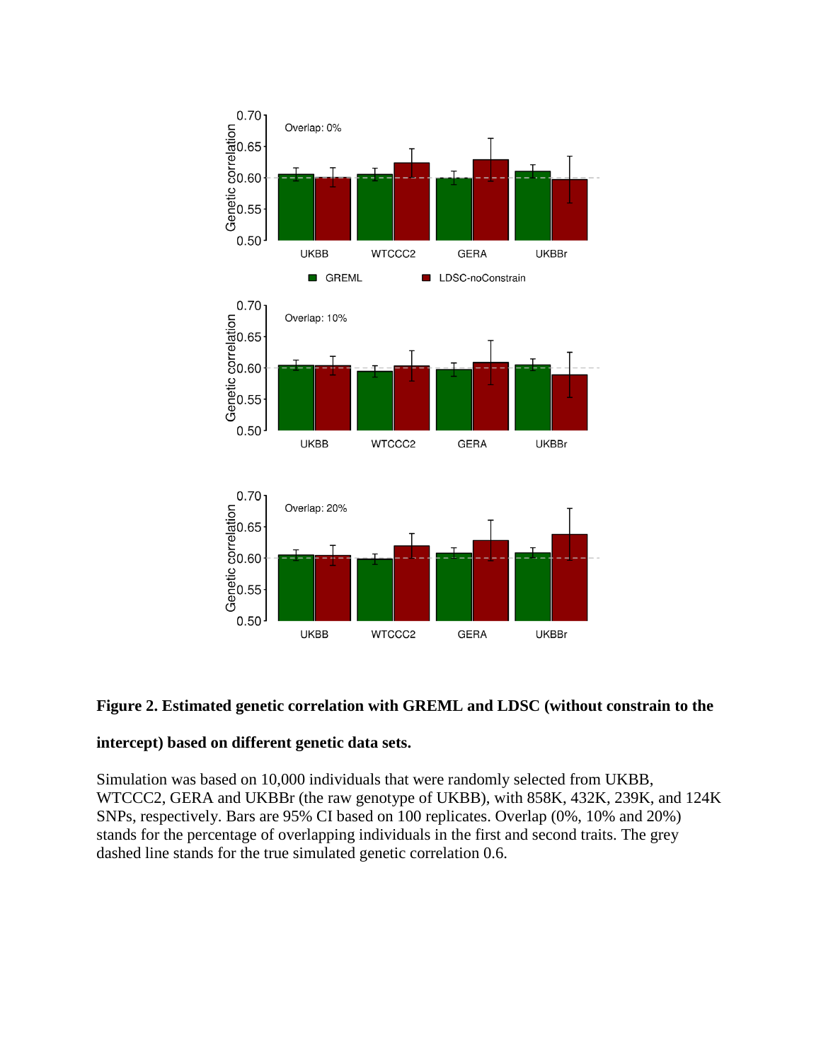Overlap: 0%

Genetic correlation

0.70
0.65
0.60
0.55
0.50

UKBB WTCCC2 GERA UKBBr

GREML LDSC-noConstrain

Overlap: 10%

Genetic correlation

0.70
0.65
0.60
0.55
0.50

UKBB WTCCC2 GERA UKBBr

Overlap: 20%

Genetic correlation

0.70
0.65
0.60
0.55
0.50

UKBB WTCCC2 GERA UKBBr

**Figure 2. Estimated genetic correlation with GREML and LDSC (without constrain to the intercept) based on different genetic data sets.**

Simulation was based on 10,000 individuals that were randomly selected from UKBB, WTCCC2, GERA and UKBBr (the raw genotype of UKBB), with 858K, 432K, 239K, and 124K SNPs, respectively. Bars are 95% CI based on 100 replicates. Overlap (0%, 10% and 20%) stands for the percentage of overlapping individuals in the first and second traits. The grey dashed line stands for the true simulated genetic correlation 0.6.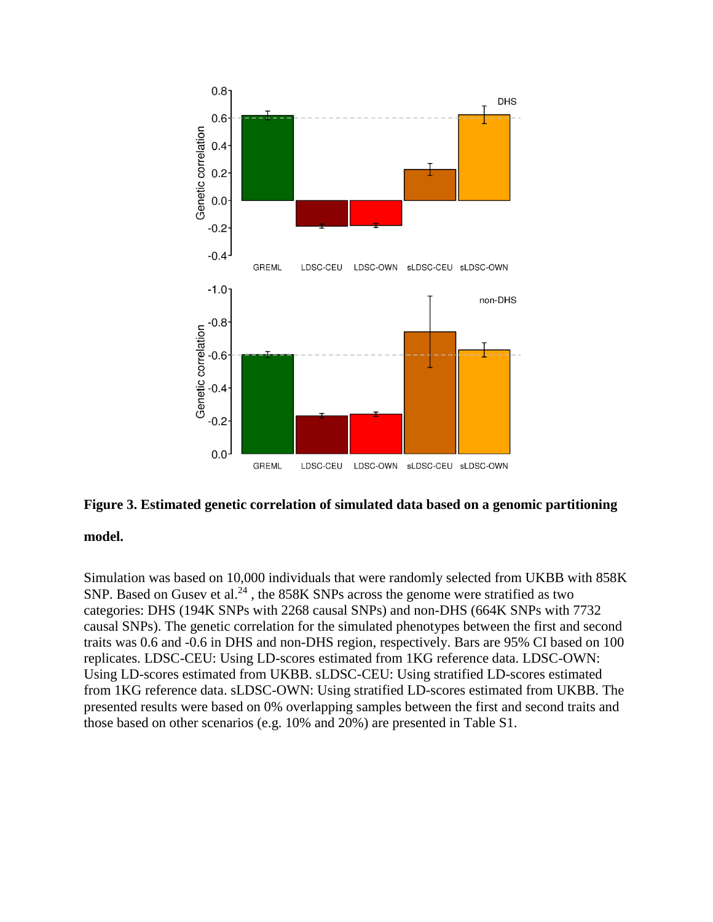0.8
0.6
0.4
0.2
0.0
-0.2
-0.4
Genetic correlation
DHS
GREML LDSC-CEU LDSC-OWN sLDSC-CEU sLDSC-OWN

-1.0
-0.8
-0.6
-0.4
-0.2
0.0
Genetic correlation
non-DHS
GREML LDSC-CEU LDSC-OWN sLDSC-CEU sLDSC-OWN

**Figure 3. Estimated genetic correlation of simulated data based on a genomic partitioning model.**

Simulation was based on 10,000 individuals that were randomly selected from UKBB with 858K SNP. Based on Gusev et al.[24] , the 858K SNPs across the genome were stratified as two categories: DHS (194K SNPs with 2268 causal SNPs) and non-DHS (664K SNPs with 7732 causal SNPs). The genetic correlation for the simulated phenotypes between the first and second traits was 0.6 and -0.6 in DHS and non-DHS region, respectively. Bars are 95% CI based on 100 replicates. LDSC-CEU: Using LD-scores estimated from 1KG reference data. LDSC-OWN: Using LD-scores estimated from UKBB. sLDSC-CEU: Using stratified LD-scores estimated from 1KG reference data. sLDSC-OWN: Using stratified LD-scores estimated from UKBB. The presented results were based on 0% overlapping samples between the first and second traits and those based on other scenarios (e.g. 10% and 20%) are presented in Table S1.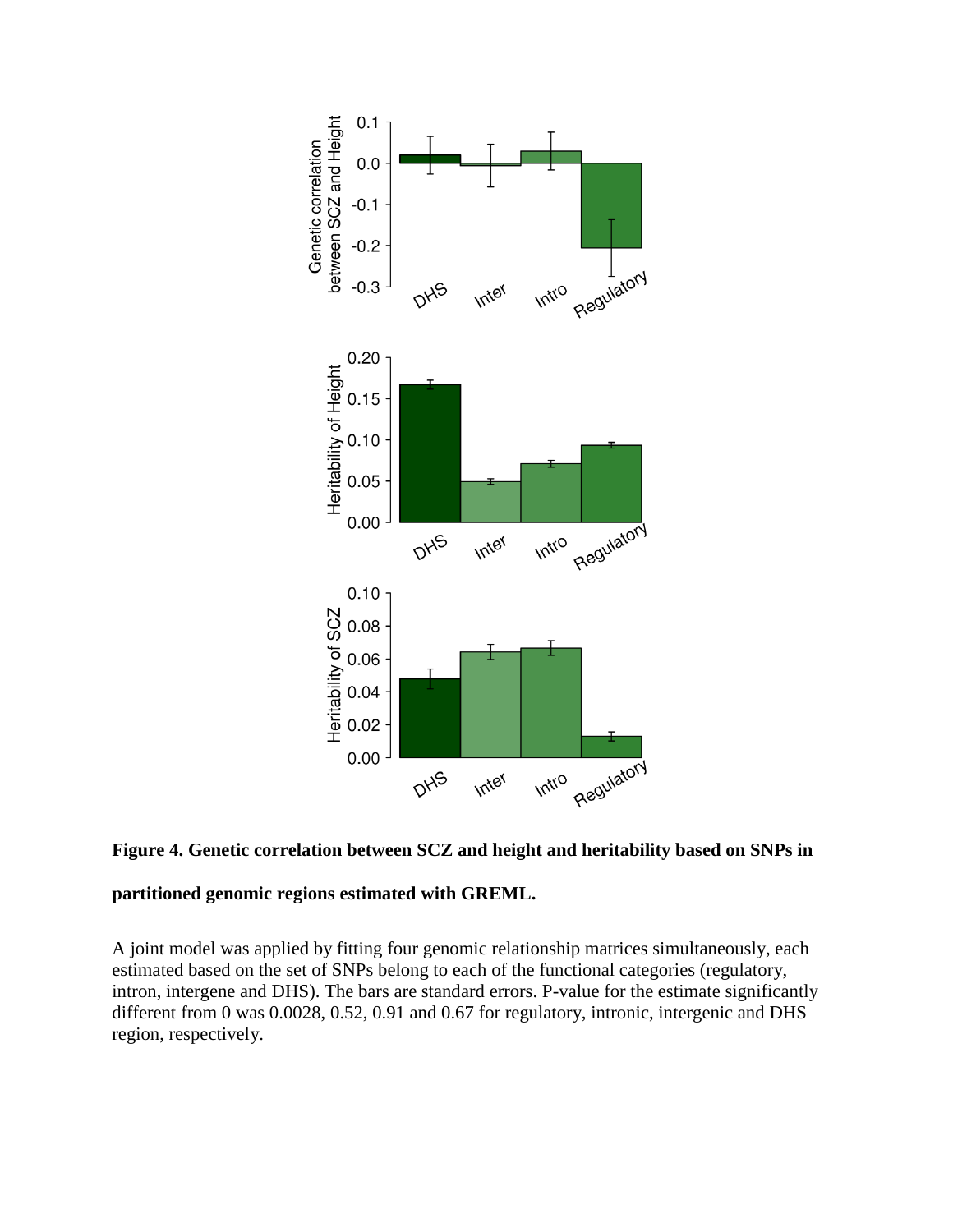Genetic correlation between SCZ and Height

0.1
0.0
-0.1
-0.2
-0.3

DHS
Inter
Intro
Regulatory

Heritability of Height

0.20
0.15
0.10
0.05
0.00

DHS
Inter
Intro
Regulatory

Heritability of SCZ

0.10
0.08
0.06
0.04
0.02
0.00

DHS
Inter
Intro
Regulatory

**Figure 4. Genetic correlation between SCZ and height and heritability based on SNPs in partitioned genomic regions estimated with GREML.**

A joint model was applied by fitting four genomic relationship matrices simultaneously, each estimated based on the set of SNPs belong to each of the functional categories (regulatory, intron, intergene and DHS). The bars are standard errors. P-value for the estimate significantly different from 0 was 0.0028, 0.52, 0.91 and 0.67 for regulatory, intronic, intergenic and DHS region, respectively.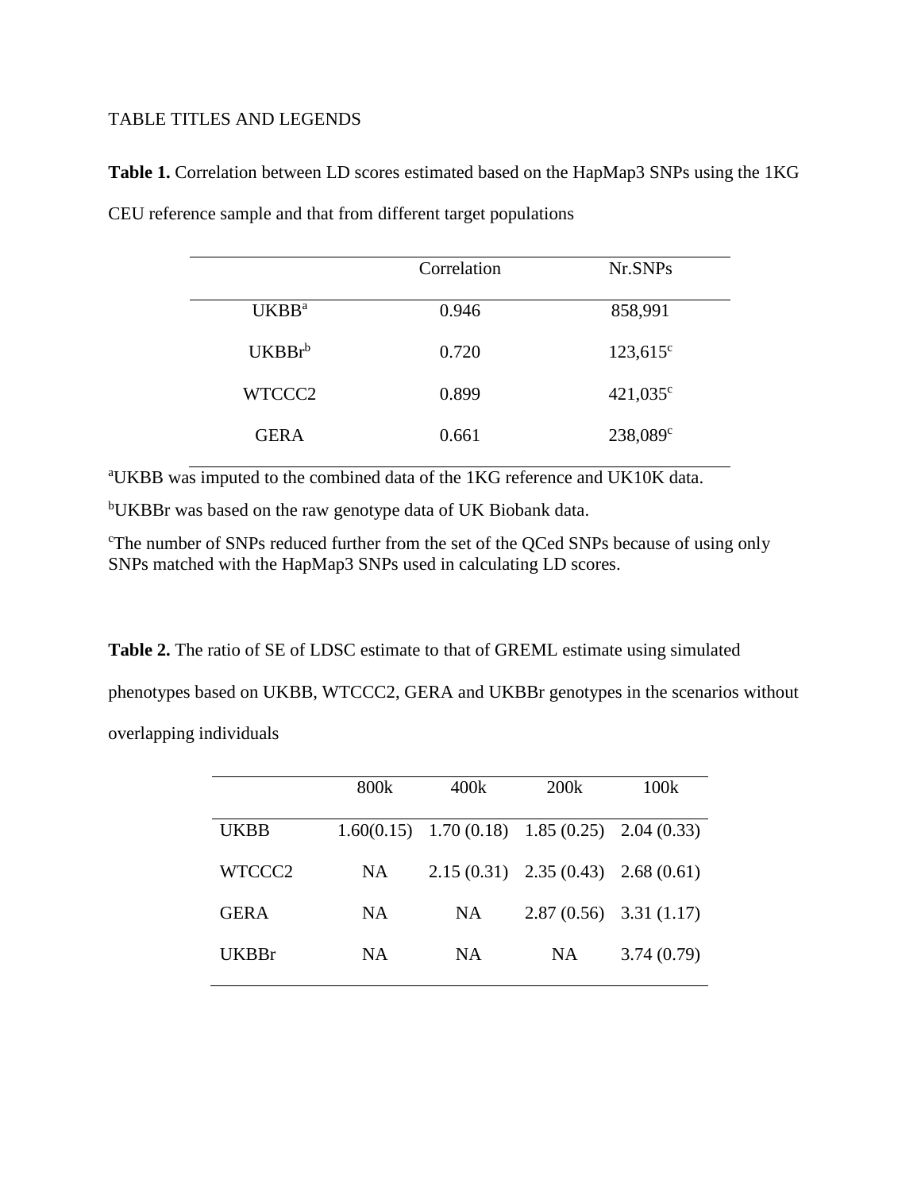TABLE TITLES AND LEGENDS

**Table 1.** Correlation between LD scores estimated based on the HapMap3 SNPs using the 1KG CEU reference sample and that from different target populations

| | Correlation | Nr.SNPs |
|---|---|---|
| UKBB[a] | 0.946 | 858,991 |
| UKBBr[b] | 0.720 | 123,615[c] |
| WTCCC2 | 0.899 | 421,035[c] |
| GERA | 0.661 | 238,089[c] |

[a]UKBB was imputed to the combined data of the 1KG reference and UK10K data.

[b]UKBBr was based on the raw genotype data of UK Biobank data.

[c]The number of SNPs reduced further from the set of the QCed SNPs because of using only SNPs matched with the HapMap3 SNPs used in calculating LD scores.

**Table 2.** The ratio of SE of LDSC estimate to that of GREML estimate using simulated phenotypes based on UKBB, WTCCC2, GERA and UKBBr genotypes in the scenarios without overlapping individuals

| | 800k | 400k | 200k | 100k |
|---|---|---|---|---|
| UKBB | 1.60(0.15) | 1.70 (0.18) | 1.85 (0.25) | 2.04 (0.33) |
| WTCCC2 | NA | 2.15 (0.31) | 2.35 (0.43) | 2.68 (0.61) |
| GERA | NA | NA | 2.87 (0.56) | 3.31 (1.17) |
| UKBBr | NA | NA | NA | 3.74 (0.79) |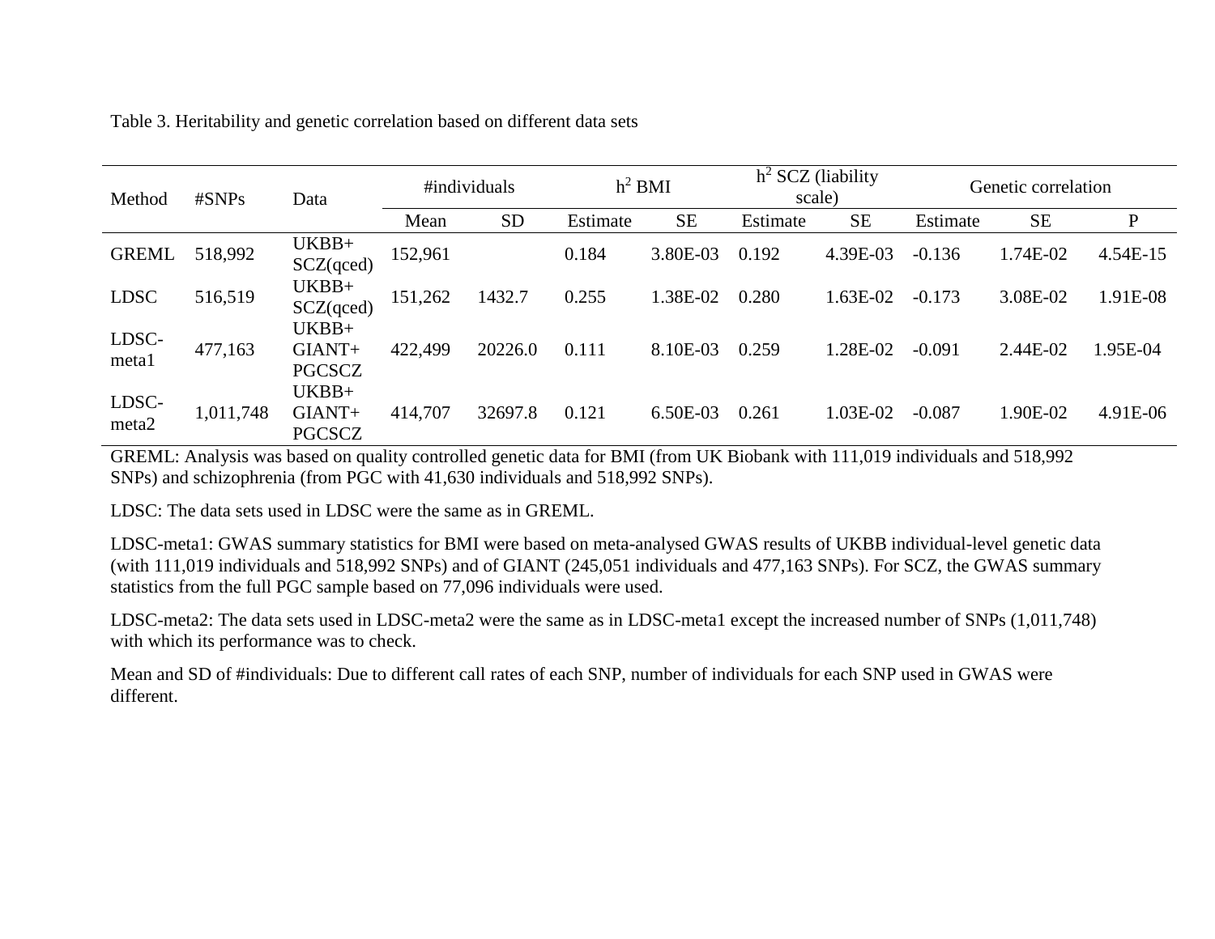Table 3. Heritability and genetic correlation based on different data sets

| Method | #SNPs | Data | #individuals | | $h^2$ BMI | | $h^2$ SCZ (liability scale) | | Genetic correlation | | |
|---|---|---|---|---|---|---|---|---|---|---|---|
| | | | Mean | SD | Estimate | SE | Estimate | SE | Estimate | SE | P |
| GREML | 518,992 | UKBB+ SCZ(qced) | 152,961 | | 0.184 | 3.80E-03 | 0.192 | 4.39E-03 | -0.136 | 1.74E-02 | 4.54E-15 |
| LDSC | 516,519 | UKBB+ SCZ(qced) | 151,262 | 1432.7 | 0.255 | 1.38E-02 | 0.280 | 1.63E-02 | -0.173 | 3.08E-02 | 1.91E-08 |
| LDSC-meta1 | 477,163 | UKBB+ GIANT+ PGCSCZ | 422,499 | 20226.0 | 0.111 | 8.10E-03 | 0.259 | 1.28E-02 | -0.091 | 2.44E-02 | 1.95E-04 |
| LDSC-meta2 | 1,011,748 | UKBB+ GIANT+ PGCSCZ | 414,707 | 32697.8 | 0.121 | 6.50E-03 | 0.261 | 1.03E-02 | -0.087 | 1.90E-02 | 4.91E-06 |

GREML: Analysis was based on quality controlled genetic data for BMI (from UK Biobank with 111,019 individuals and 518,992 SNPs) and schizophrenia (from PGC with 41,630 individuals and 518,992 SNPs).

LDSC: The data sets used in LDSC were the same as in GREML.

LDSC-meta1: GWAS summary statistics for BMI were based on meta-analysed GWAS results of UKBB individual-level genetic data (with 111,019 individuals and 518,992 SNPs) and of GIANT (245,051 individuals and 477,163 SNPs). For SCZ, the GWAS summary statistics from the full PGC sample based on 77,096 individuals were used.

LDSC-meta2: The data sets used in LDSC-meta2 were the same as in LDSC-meta1 except the increased number of SNPs (1,011,748) with which its performance was to check.

Mean and SD of #individuals: Due to different call rates of each SNP, number of individuals for each SNP used in GWAS were different.